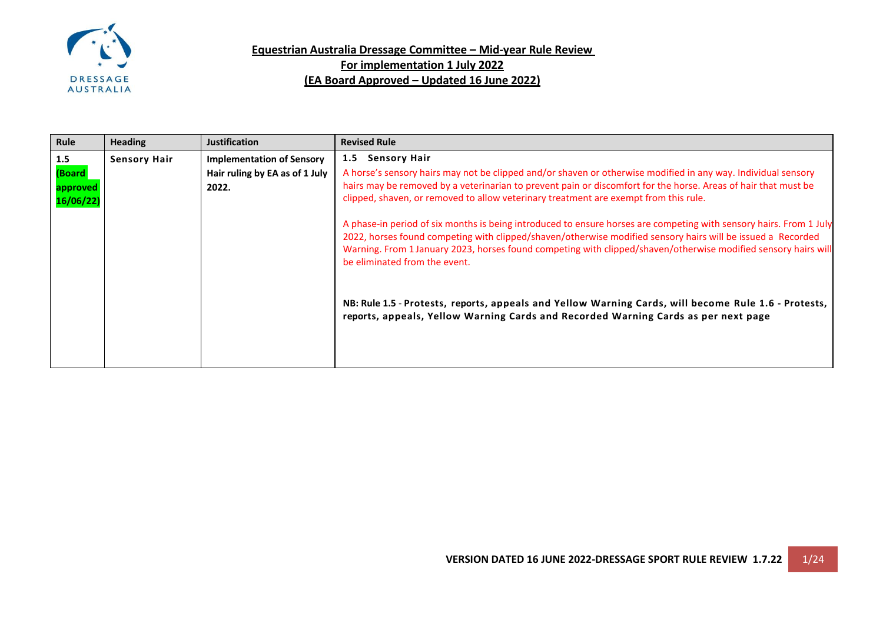DRESSAGE AUSTRALIA

# Equestrian Australia Dressage Committee – Mid-year Rule Review
## For implementation 1 July 2022
## (EA Board Approved – Updated 16 June 2022)

| Rule | Heading | Justification | Revised Rule |
|---|---|---|---|
| 1.5 (Board approved 16/06/22) | Sensory Hair | **Implementation of Sensory Hair ruling by EA as of 1 July 2022.** | **1.5 Sensory Hair**<br>A horse's sensory hairs may not be clipped and/or shaven or otherwise modified in any way. Individual sensory hairs may be removed by a veterinarian to prevent pain or discomfort for the horse. Areas of hair that must be clipped, shaven, or removed to allow veterinary treatment are exempt from this rule.<br><br>A phase-in period of six months is being introduced to ensure horses are competing with sensory hairs. From 1 July 2022, horses found competing with clipped/shaven/otherwise modified sensory hairs will be issued a Recorded Warning. From 1 January 2023, horses found competing with clipped/shaven/otherwise modified sensory hairs will be eliminated from the event.<br><br>**NB: Rule 1.5 - Protests, reports, appeals and Yellow Warning Cards, will become Rule 1.6 - Protests, reports, appeals, Yellow Warning Cards and Recorded Warning Cards as per next page** |

VERSION DATED 16 JUNE 2022-DRESSAGE SPORT RULE REVIEW 1.7.22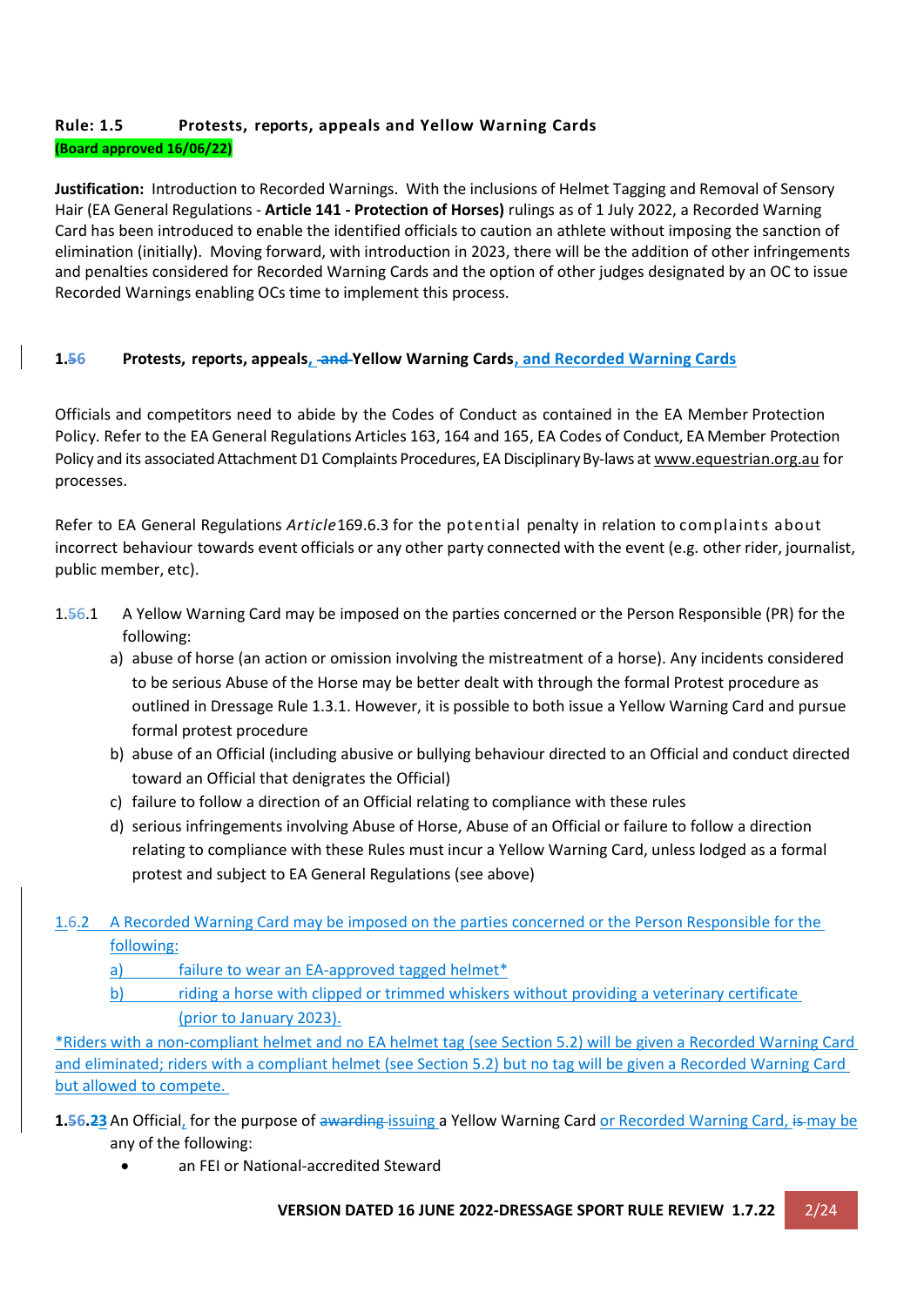**Rule: 1.5 Protests, reports, appeals and Yellow Warning Cards**
**(Board approved 16/06/22)**

**Justification:** Introduction to Recorded Warnings. With the inclusions of Helmet Tagging and Removal of Sensory Hair (EA General Regulations - **Article 141 - Protection of Horses)** rulings as of 1 July 2022, a Recorded Warning Card has been introduced to enable the identified officials to caution an athlete without imposing the sanction of elimination (initially). Moving forward, with introduction in 2023, there will be the addition of other infringements and penalties considered for Recorded Warning Cards and the option of other judges designated by an OC to issue Recorded Warnings enabling OCs time to implement this process.

**1.56 Protests, reports, appeals, and Yellow Warning Cards, and Recorded Warning Cards**

Officials and competitors need to abide by the Codes of Conduct as contained in the EA Member Protection Policy. Refer to the EA General Regulations Articles 163, 164 and 165, EA Codes of Conduct, EA Member Protection Policy and its associated Attachment D1 Complaints Procedures, EA Disciplinary By-laws at www.equestrian.org.au for processes.

Refer to EA General Regulations *Article* 169.6.3 for the potential penalty in relation to complaints about incorrect behaviour towards event officials or any other party connected with the event (e.g. other rider, journalist, public member, etc).

1.56.1 A Yellow Warning Card may be imposed on the parties concerned or the Person Responsible (PR) for the following:

a) abuse of horse (an action or omission involving the mistreatment of a horse). Any incidents considered to be serious Abuse of the Horse may be better dealt with through the formal Protest procedure as outlined in Dressage Rule 1.3.1. However, it is possible to both issue a Yellow Warning Card and pursue formal protest procedure
b) abuse of an Official (including abusive or bullying behaviour directed to an Official and conduct directed toward an Official that denigrates the Official)
c) failure to follow a direction of an Official relating to compliance with these rules
d) serious infringements involving Abuse of Horse, Abuse of an Official or failure to follow a direction relating to compliance with these Rules must incur a Yellow Warning Card, unless lodged as a formal protest and subject to EA General Regulations (see above)

1.6.2 A Recorded Warning Card may be imposed on the parties concerned or the Person Responsible for the following:

a) failure to wear an EA-approved tagged helmet*
b) riding a horse with clipped or trimmed whiskers without providing a veterinary certificate (prior to January 2023).

*Riders with a non-compliant helmet and no EA helmet tag (see Section 5.2) will be given a Recorded Warning Card and eliminated; riders with a compliant helmet (see Section 5.2) but no tag will be given a Recorded Warning Card but allowed to compete.

**1.56.23** An Official, for the purpose of awarding issuing a Yellow Warning Card or Recorded Warning Card, is may be any of the following:

- an FEI or National-accredited Steward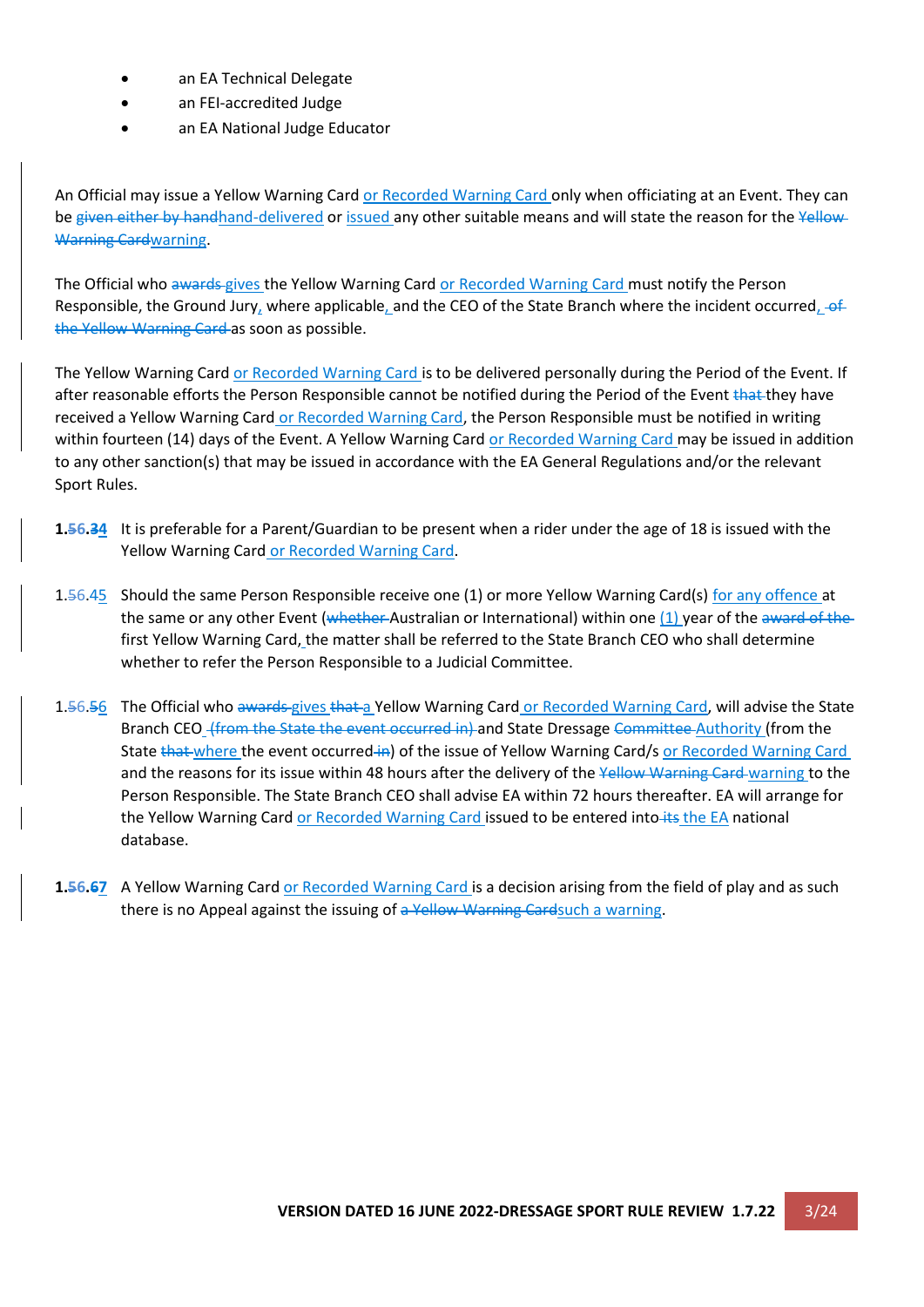- an EA Technical Delegate
- an FEI-accredited Judge
- an EA National Judge Educator

An Official may issue a Yellow Warning Card or Recorded Warning Card only when officiating at an Event. They can be ~~given either by hand~~hand-delivered or issued any other suitable means and will state the reason for the ~~Yellow Warning Card~~warning.

The Official who ~~awards~~ gives the Yellow Warning Card or Recorded Warning Card must notify the Person Responsible, the Ground Jury, where applicable, and the CEO of the State Branch where the incident occurred, ~~of the Yellow Warning Card~~ as soon as possible.

The Yellow Warning Card or Recorded Warning Card is to be delivered personally during the Period of the Event. If after reasonable efforts the Person Responsible cannot be notified during the Period of the Event ~~that~~ they have received a Yellow Warning Card or Recorded Warning Card, the Person Responsible must be notified in writing within fourteen (14) days of the Event. A Yellow Warning Card or Recorded Warning Card may be issued in addition to any other sanction(s) that may be issued in accordance with the EA General Regulations and/or the relevant Sport Rules.

**1.~~5~~6.~~3~~4** It is preferable for a Parent/Guardian to be present when a rider under the age of 18 is issued with the Yellow Warning Card or Recorded Warning Card.

1.~~5~~6.~~4~~5 Should the same Person Responsible receive one (1) or more Yellow Warning Card(s) for any offence at the same or any other Event (~~whether~~ Australian or International) within one (1) year of the ~~award of the~~ first Yellow Warning Card, the matter shall be referred to the State Branch CEO who shall determine whether to refer the Person Responsible to a Judicial Committee.

1.~~5~~6.~~5~~6 The Official who ~~awards~~ gives ~~that~~ a Yellow Warning Card or Recorded Warning Card, will advise the State Branch CEO ~~(from the State the event occurred in)~~ and State Dressage ~~Committee~~ Authority (from the State ~~that~~ where the event occurred ~~in~~) of the issue of Yellow Warning Card/s or Recorded Warning Card and the reasons for its issue within 48 hours after the delivery of the ~~Yellow Warning Card~~ warning to the Person Responsible. The State Branch CEO shall advise EA within 72 hours thereafter. EA will arrange for the Yellow Warning Card or Recorded Warning Card issued to be entered into ~~its~~ the EA national database.

**1.~~5~~6.~~6~~7** A Yellow Warning Card or Recorded Warning Card is a decision arising from the field of play and as such there is no Appeal against the issuing of ~~a Yellow Warning Card~~such a warning.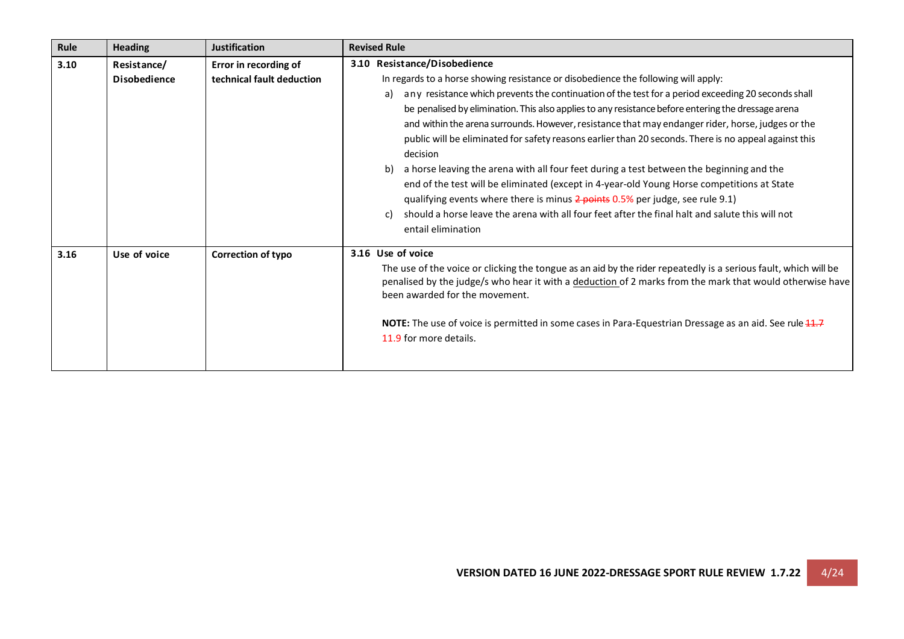| Rule | Heading | Justification | Revised Rule |
|---|---|---|---|
| 3.10 | Resistance/ Disobedience | Error in recording of technical fault deduction | **3.10 Resistance/Disobedience**<br>In regards to a horse showing resistance or disobedience the following will apply:<br>a) any resistance which prevents the continuation of the test for a period exceeding 20 seconds shall be penalised by elimination. This also applies to any resistance before entering the dressage arena and within the arena surrounds. However, resistance that may endanger rider, horse, judges or the public will be eliminated for safety reasons earlier than 20 seconds. There is no appeal against this decision<br>b) a horse leaving the arena with all four feet during a test between the beginning and the end of the test will be eliminated (except in 4-year-old Young Horse competitions at State qualifying events where there is minus ~~2 points~~ 0.5% per judge, see rule 9.1)<br>c) should a horse leave the arena with all four feet after the final halt and salute this will not entail elimination |
| 3.16 | Use of voice | Correction of typo | **3.16 Use of voice**<br>The use of the voice or clicking the tongue as an aid by the rider repeatedly is a serious fault, which will be penalised by the judge/s who hear it with a deduction of 2 marks from the mark that would otherwise have been awarded for the movement.<br><br>**NOTE:** The use of voice is permitted in some cases in Para-Equestrian Dressage as an aid. See rule ~~11.7~~ 11.9 for more details. |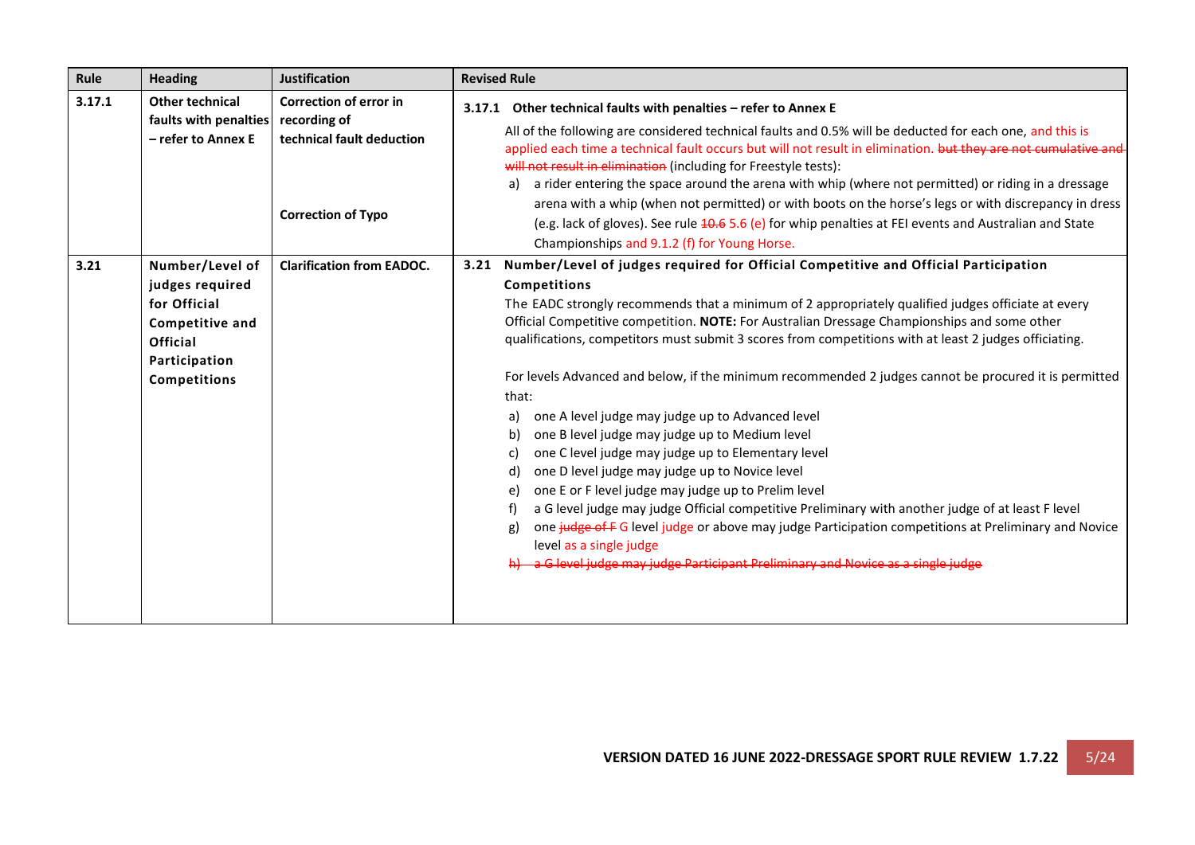| Rule | Heading | Justification | Revised Rule |
|---|---|---|---|
| 3.17.1 | Other technical faults with penalties – refer to Annex E | Correction of error in recording of technical fault deduction<br><br>Correction of Typo | **3.17.1 Other technical faults with penalties – refer to Annex E**<br>All of the following are considered technical faults and 0.5% will be deducted for each one, and this is applied each time a technical fault occurs but will not result in elimination. ~~but they are not cumulative and will not result in elimination~~ (including for Freestyle tests):<br>a) a rider entering the space around the arena with whip (where not permitted) or riding in a dressage arena with a whip (when not permitted) or with boots on the horse's legs or with discrepancy in dress (e.g. lack of gloves). See rule ~~10.6~~ 5.6 (e) for whip penalties at FEI events and Australian and State Championships and 9.1.2 (f) for Young Horse. |
| 3.21 | Number/Level of judges required for Official Competitive and Official Participation Competitions | Clarification from EADOC. | **3.21 Number/Level of judges required for Official Competitive and Official Participation Competitions**<br>The EADC strongly recommends that a minimum of 2 appropriately qualified judges officiate at every Official Competitive competition. **NOTE:** For Australian Dressage Championships and some other qualifications, competitors must submit 3 scores from competitions with at least 2 judges officiating.<br><br>For levels Advanced and below, if the minimum recommended 2 judges cannot be procured it is permitted that:<br>a) one A level judge may judge up to Advanced level<br>b) one B level judge may judge up to Medium level<br>c) one C level judge may judge up to Elementary level<br>d) one D level judge may judge up to Novice level<br>e) one E or F level judge may judge up to Prelim level<br>f) a G level judge may judge Official competitive Preliminary with another judge of at least F level<br>g) one ~~judge of F~~ G level judge or above may judge Participation competitions at Preliminary and Novice level as a single judge<br>~~h) a G level judge may judge Participant Preliminary and Novice as a single judge~~ |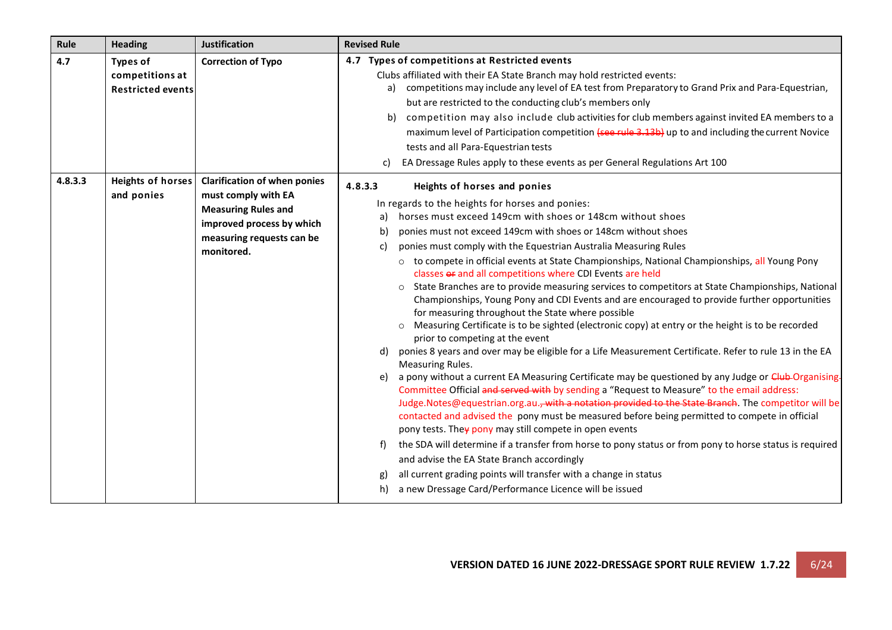| Rule | Heading | Justification | Revised Rule |
|---|---|---|---|
| 4.7 | Types of competitions at Restricted events | Correction of Typo | **4.7 Types of competitions at Restricted events**<br>Clubs affiliated with their EA State Branch may hold restricted events:<br>a) competitions may include any level of EA test from Preparatory to Grand Prix and Para-Equestrian, but are restricted to the conducting club's members only<br>b) competition may also include club activities for club members against invited EA members to a maximum level of Participation competition ~~(see rule 3.13b)~~ up to and including the current Novice tests and all Para-Equestrian tests<br>c) EA Dressage Rules apply to these events as per General Regulations Art 100 |
| 4.8.3.3 | Heights of horses and ponies | Clarification of when ponies must comply with EA Measuring Rules and improved process by which measuring requests can be monitored. | **4.8.3.3 Heights of horses and ponies**<br>In regards to the heights for horses and ponies:<br>a) horses must exceed 149cm with shoes or 148cm without shoes<br>b) ponies must not exceed 149cm with shoes or 148cm without shoes<br>c) ponies must comply with the Equestrian Australia Measuring Rules<br>○ to compete in official events at State Championships, National Championships, all Young Pony classes ~~or~~ and all competitions where CDI Events are held<br>○ State Branches are to provide measuring services to competitors at State Championships, National Championships, Young Pony and CDI Events and are encouraged to provide further opportunities for measuring throughout the State where possible<br>○ Measuring Certificate is to be sighted (electronic copy) at entry or the height is to be recorded prior to competing at the event<br>d) ponies 8 years and over may be eligible for a Life Measurement Certificate. Refer to rule 13 in the EA Measuring Rules.<br>e) a pony without a current EA Measuring Certificate may be questioned by any Judge or ~~Club~~ Organising Committee Official ~~and served with~~ by sending a "Request to Measure" to the email address: Judge.Notes@equestrian.org.au.~~, with a notation provided to the State Branch~~. The competitor will be contacted and advised the pony must be measured before being permitted to compete in official pony tests. The~~y~~ pony may still compete in open events<br>f) the SDA will determine if a transfer from horse to pony status or from pony to horse status is required and advise the EA State Branch accordingly<br>g) all current grading points will transfer with a change in status<br>h) a new Dressage Card/Performance Licence will be issued |

VERSION DATED 16 JUNE 2022-DRESSAGE SPORT RULE REVIEW 1.7.22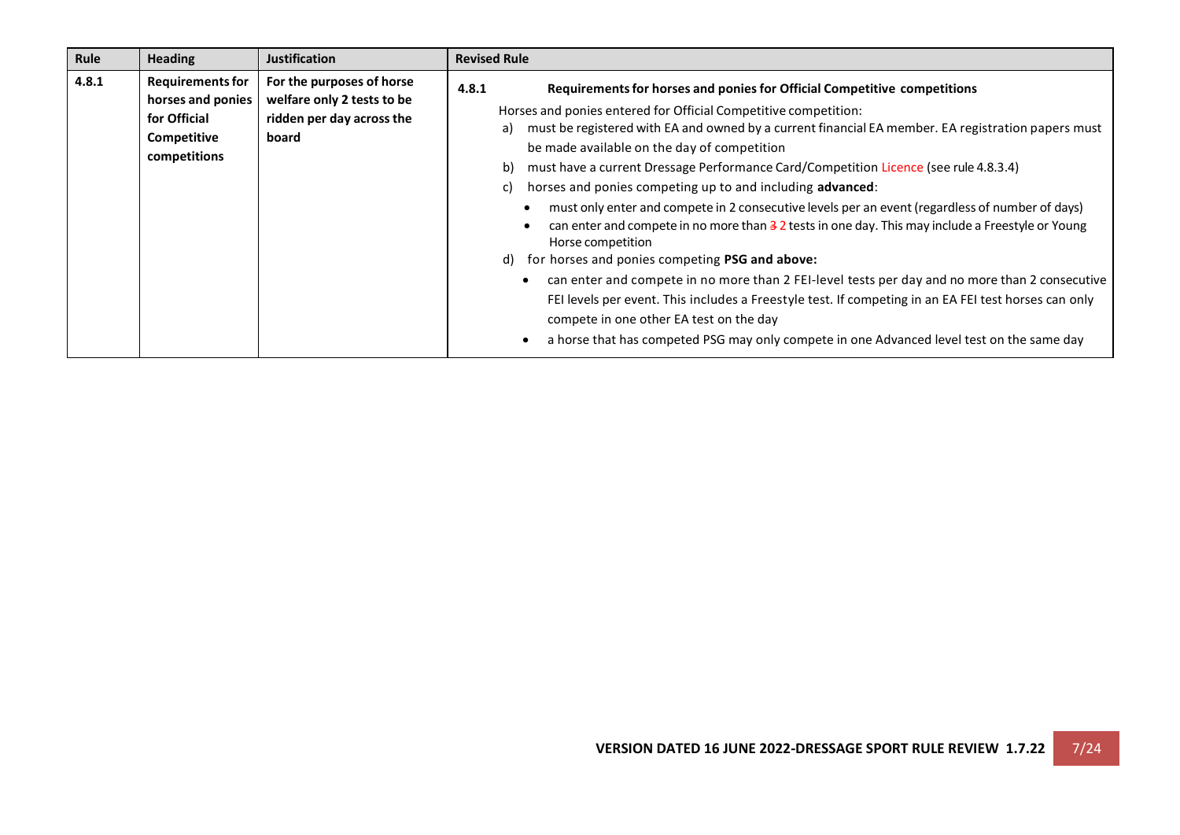| Rule | Heading | Justification | Revised Rule |
|---|---|---|---|
| 4.8.1 | **Requirements for horses and ponies for Official Competitive competitions** | **For the purposes of horse welfare only 2 tests to be ridden per day across the board** | **4.8.1 Requirements for horses and ponies for Official Competitive competitions**<br>Horses and ponies entered for Official Competitive competition:<br>a) must be registered with EA and owned by a current financial EA member. EA registration papers must be made available on the day of competition<br>b) must have a current Dressage Performance Card/Competition Licence (see rule 4.8.3.4)<br>c) horses and ponies competing up to and including **advanced**:<br>• must only enter and compete in 2 consecutive levels per an event (regardless of number of days)<br>• can enter and compete in no more than ~~3~~ 2 tests in one day. This may include a Freestyle or Young Horse competition<br>d) for horses and ponies competing **PSG and above:**<br>• can enter and compete in no more than 2 FEI-level tests per day and no more than 2 consecutive FEI levels per event. This includes a Freestyle test. If competing in an EA FEI test horses can only compete in one other EA test on the day<br>• a horse that has competed PSG may only compete in one Advanced level test on the same day |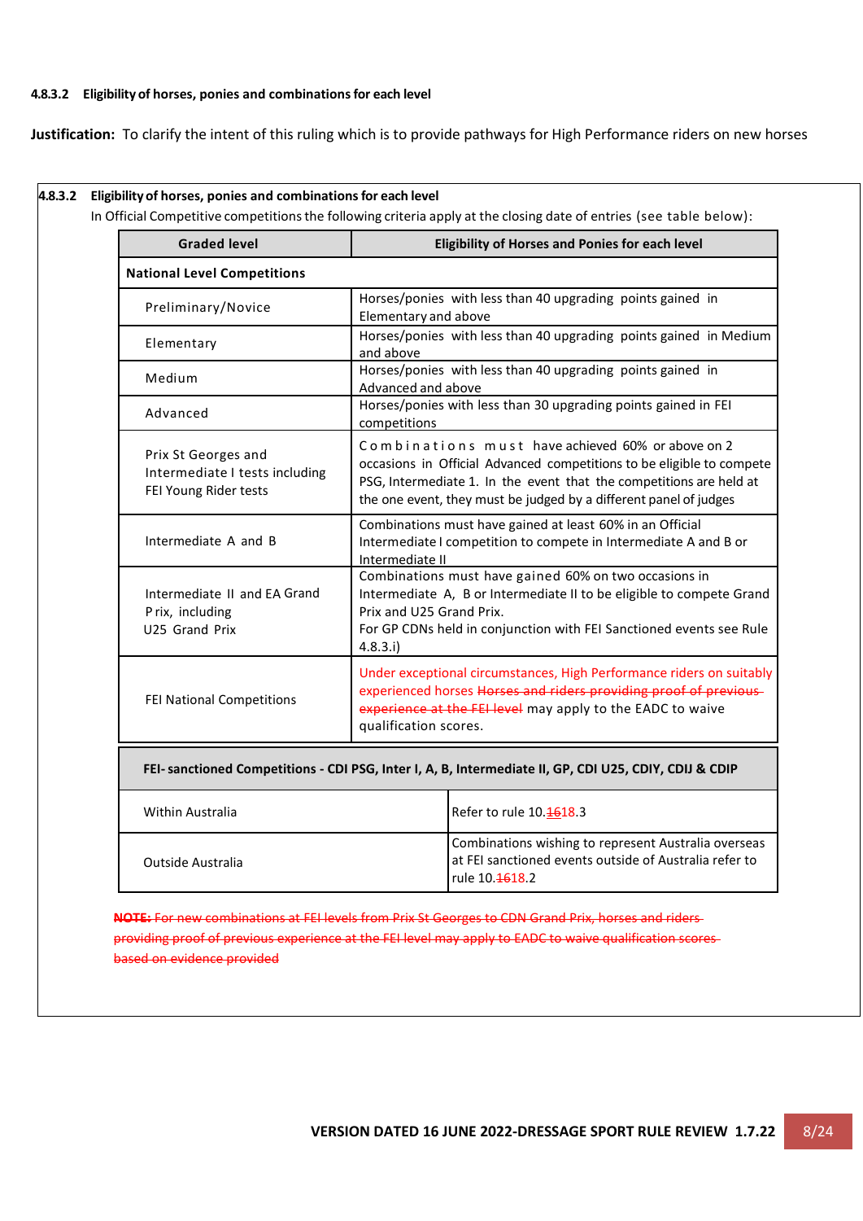**4.8.3.2 Eligibility of horses, ponies and combinations for each level**

**Justification:** To clarify the intent of this ruling which is to provide pathways for High Performance riders on new horses

**4.8.3.2 Eligibility of horses, ponies and combinations for each level**

In Official Competitive competitions the following criteria apply at the closing date of entries (see table below):

| Graded level | Eligibility of Horses and Ponies for each level |
|---|---|
| **National Level Competitions** | |
| Preliminary/Novice | Horses/ponies with less than 40 upgrading points gained in Elementary and above |
| Elementary | Horses/ponies with less than 40 upgrading points gained in Medium and above |
| Medium | Horses/ponies with less than 40 upgrading points gained in Advanced and above |
| Advanced | Horses/ponies with less than 30 upgrading points gained in FEI competitions |
| Prix St Georges and Intermediate I tests including FEI Young Rider tests | Combinations must have achieved 60% or above on 2 occasions in Official Advanced competitions to be eligible to compete PSG, Intermediate 1. In the event that the competitions are held at the one event, they must be judged by a different panel of judges |
| Intermediate A and B | Combinations must have gained at least 60% in an Official Intermediate I competition to compete in Intermediate A and B or Intermediate II |
| Intermediate II and EA Grand Prix, including U25 Grand Prix | Combinations must have gained 60% on two occasions in Intermediate A, B or Intermediate II to be eligible to compete Grand Prix and U25 Grand Prix. For GP CDNs held in conjunction with FEI Sanctioned events see Rule 4.8.3.i) |
| FEI National Competitions | Under exceptional circumstances, High Performance riders on suitably experienced horses ~~Horses and riders providing proof of previous experience at the FEI level~~ may apply to the EADC to waive qualification scores. |

| **FEI- sanctioned Competitions - CDI PSG, Inter I, A, B, Intermediate II, GP, CDI U25, CDIY, CDIJ & CDIP** | |
|---|---|
| Within Australia | Refer to rule 10.~~16~~18.3 |
| Outside Australia | Combinations wishing to represent Australia overseas at FEI sanctioned events outside of Australia refer to rule 10.~~16~~18.2 |

~~**NOTE:** For new combinations at FEI levels from Prix St Georges to CDN Grand Prix, horses and riders providing proof of previous experience at the FEI level may apply to EADC to waive qualification scores based on evidence provided~~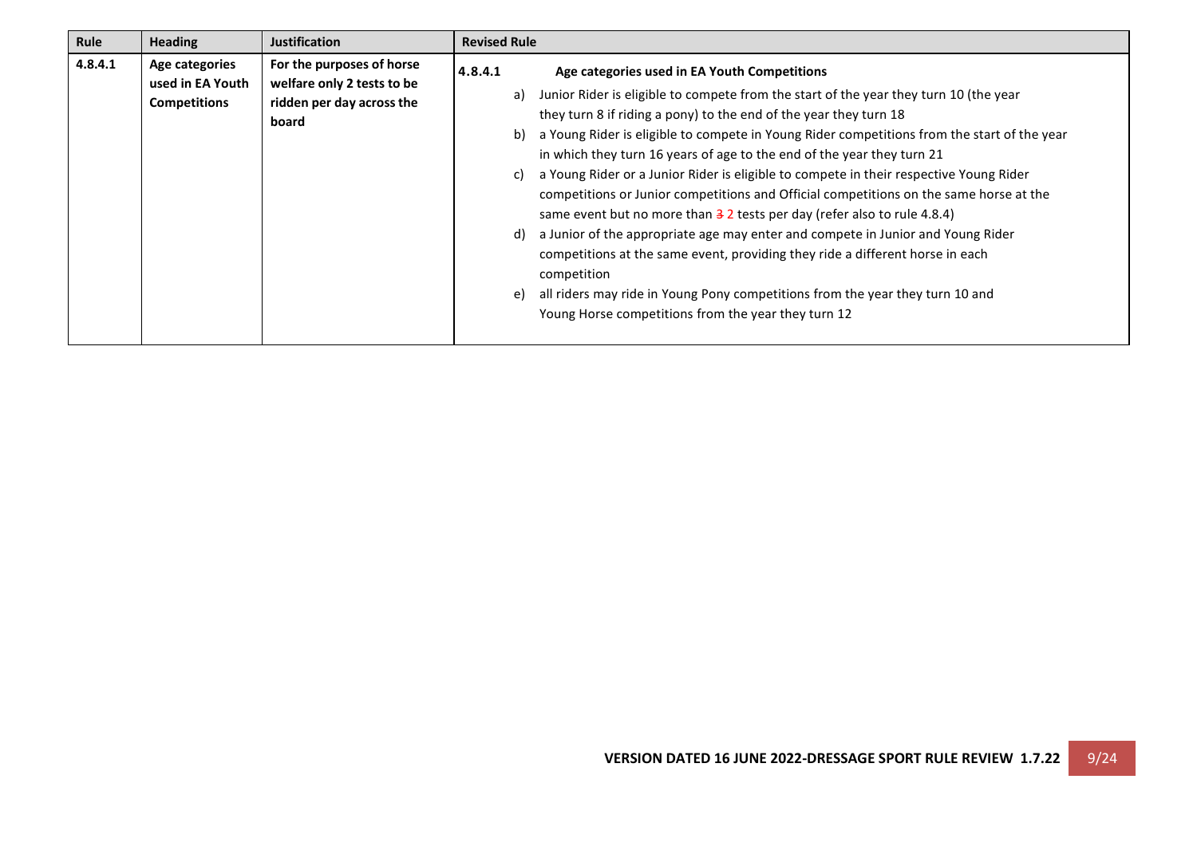| Rule | Heading | Justification | Revised Rule |
|---|---|---|---|
| 4.8.4.1 | **Age categories used in EA Youth Competitions** | **For the purposes of horse welfare only 2 tests to be ridden per day across the board** | **4.8.4.1 Age categories used in EA Youth Competitions**<br>a) Junior Rider is eligible to compete from the start of the year they turn 10 (the year they turn 8 if riding a pony) to the end of the year they turn 18<br>b) a Young Rider is eligible to compete in Young Rider competitions from the start of the year in which they turn 16 years of age to the end of the year they turn 21<br>c) a Young Rider or a Junior Rider is eligible to compete in their respective Young Rider competitions or Junior competitions and Official competitions on the same horse at the same event but no more than ~~3~~ 2 tests per day (refer also to rule 4.8.4)<br>d) a Junior of the appropriate age may enter and compete in Junior and Young Rider competitions at the same event, providing they ride a different horse in each competition<br>e) all riders may ride in Young Pony competitions from the year they turn 10 and Young Horse competitions from the year they turn 12 |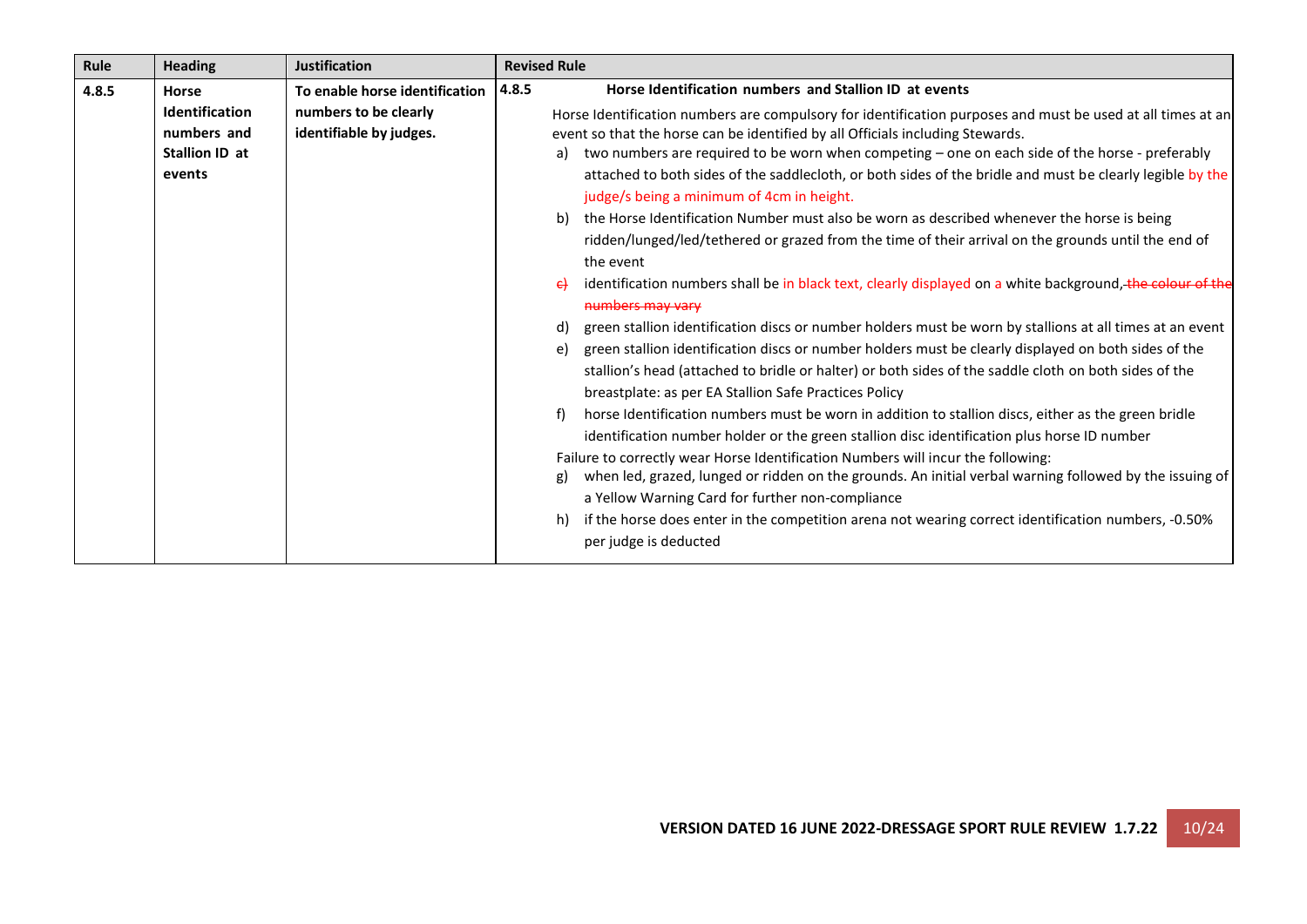| Rule | Heading | Justification | Revised Rule |
|---|---|---|---|
| 4.8.5 | **Horse Identification numbers and Stallion ID at events** | **To enable horse identification numbers to be clearly identifiable by judges.** | **4.8.5 Horse Identification numbers and Stallion ID at events**<br><br>Horse Identification numbers are compulsory for identification purposes and must be used at all times at an event so that the horse can be identified by all Officials including Stewards.<br>a) two numbers are required to be worn when competing – one on each side of the horse - preferably attached to both sides of the saddlecloth, or both sides of the bridle and must be clearly legible by the judge/s being a minimum of 4cm in height.<br>b) the Horse Identification Number must also be worn as described whenever the horse is being ridden/lunged/led/tethered or grazed from the time of their arrival on the grounds until the end of the event<br>~~c)~~ identification numbers shall be in black text, clearly displayed on a white background, ~~the colour of the numbers may vary~~<br>d) green stallion identification discs or number holders must be worn by stallions at all times at an event<br>e) green stallion identification discs or number holders must be clearly displayed on both sides of the stallion's head (attached to bridle or halter) or both sides of the saddle cloth on both sides of the breastplate: as per EA Stallion Safe Practices Policy<br>f) horse Identification numbers must be worn in addition to stallion discs, either as the green bridle identification number holder or the green stallion disc identification plus horse ID number<br><br>Failure to correctly wear Horse Identification Numbers will incur the following:<br>g) when led, grazed, lunged or ridden on the grounds. An initial verbal warning followed by the issuing of a Yellow Warning Card for further non-compliance<br>h) if the horse does enter in the competition arena not wearing correct identification numbers, -0.50% per judge is deducted |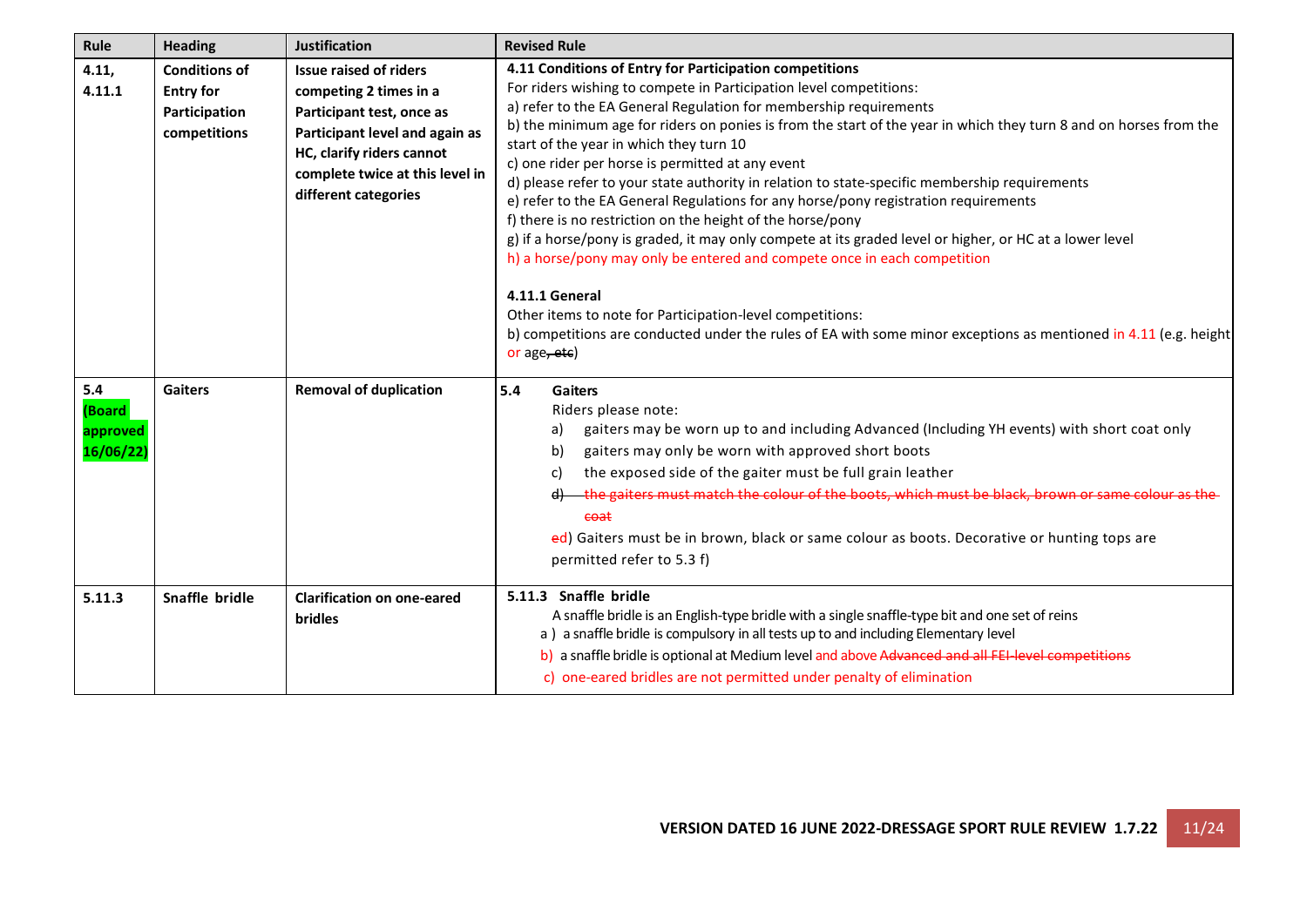| Rule | Heading | Justification | Revised Rule |
|---|---|---|---|
| 4.11, 4.11.1 | **Conditions of Entry for Participation competitions** | **Issue raised of riders competing 2 times in a Participant test, once as Participant level and again as HC, clarify riders cannot complete twice at this level in different categories** | **4.11 Conditions of Entry for Participation competitions**<br>For riders wishing to compete in Participation level competitions:<br>a) refer to the EA General Regulation for membership requirements<br>b) the minimum age for riders on ponies is from the start of the year in which they turn 8 and on horses from the start of the year in which they turn 10<br>c) one rider per horse is permitted at any event<br>d) please refer to your state authority in relation to state-specific membership requirements<br>e) refer to the EA General Regulations for any horse/pony registration requirements<br>f) there is no restriction on the height of the horse/pony<br>g) if a horse/pony is graded, it may only compete at its graded level or higher, or HC at a lower level<br>h) a horse/pony may only be entered and compete once in each competition<br><br>**4.11.1 General**<br>Other items to note for Participation-level competitions:<br>b) competitions are conducted under the rules of EA with some minor exceptions as mentioned in 4.11 (e.g. height or age~~, etc~~) |
| 5.4 (Board approved 16/06/22) | **Gaiters** | **Removal of duplication** | **5.4 Gaiters**<br>Riders please note:<br>a) gaiters may be worn up to and including Advanced (Including YH events) with short coat only<br>b) gaiters may only be worn with approved short boots<br>c) the exposed side of the gaiter must be full grain leather<br>~~d) the gaiters must match the colour of the boots, which must be black, brown or same colour as the coat~~<br>~~e~~d) Gaiters must be in brown, black or same colour as boots. Decorative or hunting tops are permitted refer to 5.3 f) |
| 5.11.3 | **Snaffle bridle** | **Clarification on one-eared bridles** | **5.11.3 Snaffle bridle**<br>A snaffle bridle is an English-type bridle with a single snaffle-type bit and one set of reins<br>a ) a snaffle bridle is compulsory in all tests up to and including Elementary level<br>b) a snaffle bridle is optional at Medium level and above ~~Advanced and all FEI-level competitions~~<br>c) one-eared bridles are not permitted under penalty of elimination |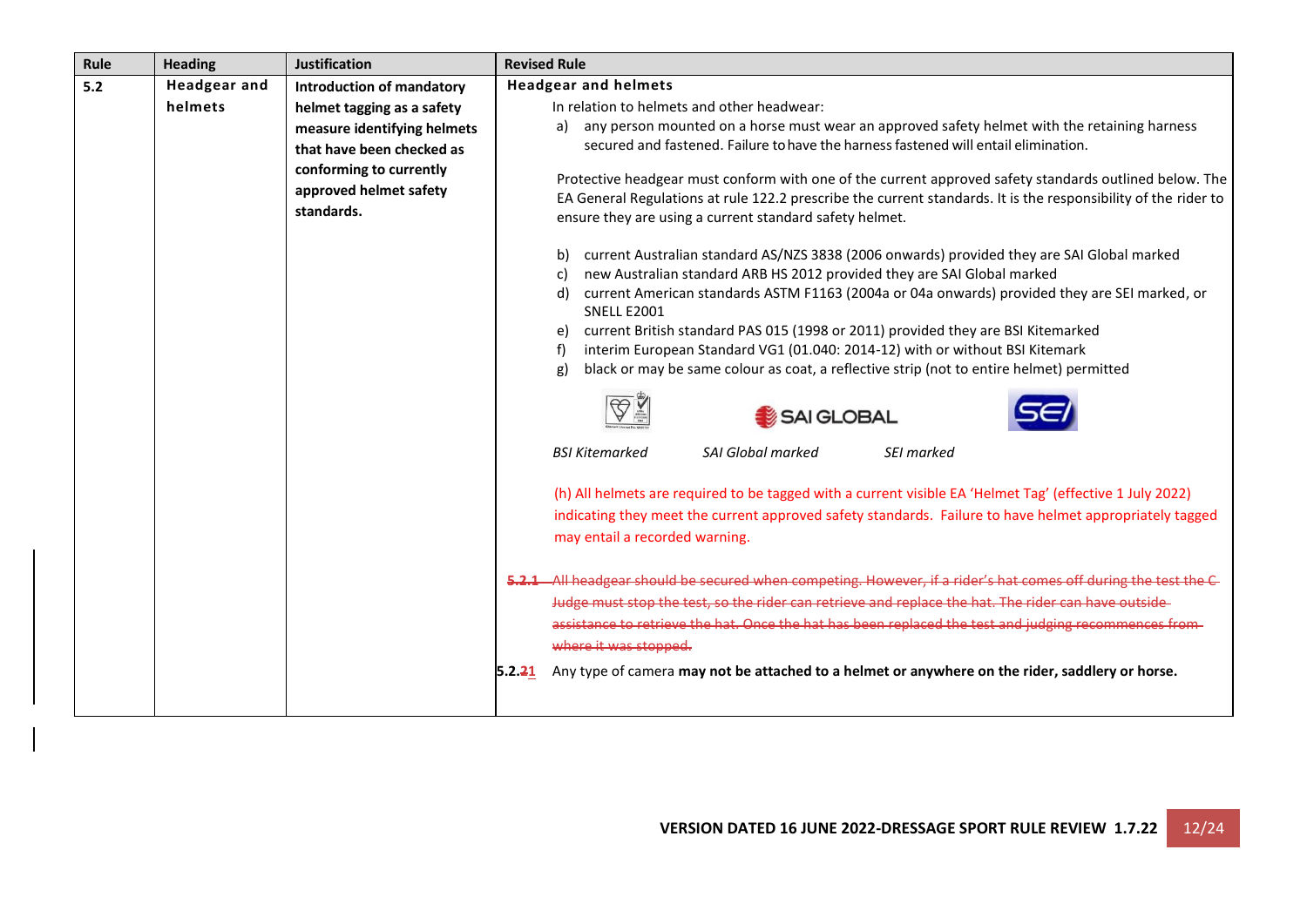| Rule | Heading | Justification | Revised Rule |
|---|---|---|---|
| 5.2 | **Headgear and helmets** | **Introduction of mandatory helmet tagging as a safety measure identifying helmets that have been checked as conforming to currently approved helmet safety standards.** | **Headgear and helmets**<br>In relation to helmets and other headwear:<br>a) any person mounted on a horse must wear an approved safety helmet with the retaining harness secured and fastened. Failure to have the harness fastened will entail elimination.<br><br>Protective headgear must conform with one of the current approved safety standards outlined below. The EA General Regulations at rule 122.2 prescribe the current standards. It is the responsibility of the rider to ensure they are using a current standard safety helmet.<br><br>b) current Australian standard AS/NZS 3838 (2006 onwards) provided they are SAI Global marked<br>c) new Australian standard ARB HS 2012 provided they are SAI Global marked<br>d) current American standards ASTM F1163 (2004a or 04a onwards) provided they are SEI marked, or SNELL E2001<br>e) current British standard PAS 015 (1998 or 2011) provided they are BSI Kitemarked<br>f) interim European Standard VG1 (01.040: 2014-12) with or without BSI Kitemark<br>g) black or may be same colour as coat, a reflective strip (not to entire helmet) permitted<br><br>*BSI Kitemarked* *SAI Global marked* *SEI marked*<br><br>(h) All helmets are required to be tagged with a current visible EA 'Helmet Tag' (effective 1 July 2022) indicating they meet the current approved safety standards. Failure to have helmet appropriately tagged may entail a recorded warning.<br><br>~~5.2.1 All headgear should be secured when competing. However, if a rider's hat comes off during the test the C Judge must stop the test, so the rider can retrieve and replace the hat. The rider can have outside assistance to retrieve the hat. Once the hat has been replaced the test and judging recommences from where it was stopped.~~<br><br>5.2.~~2~~1 Any type of camera **may not be attached to a helmet or anywhere on the rider, saddlery or horse.** |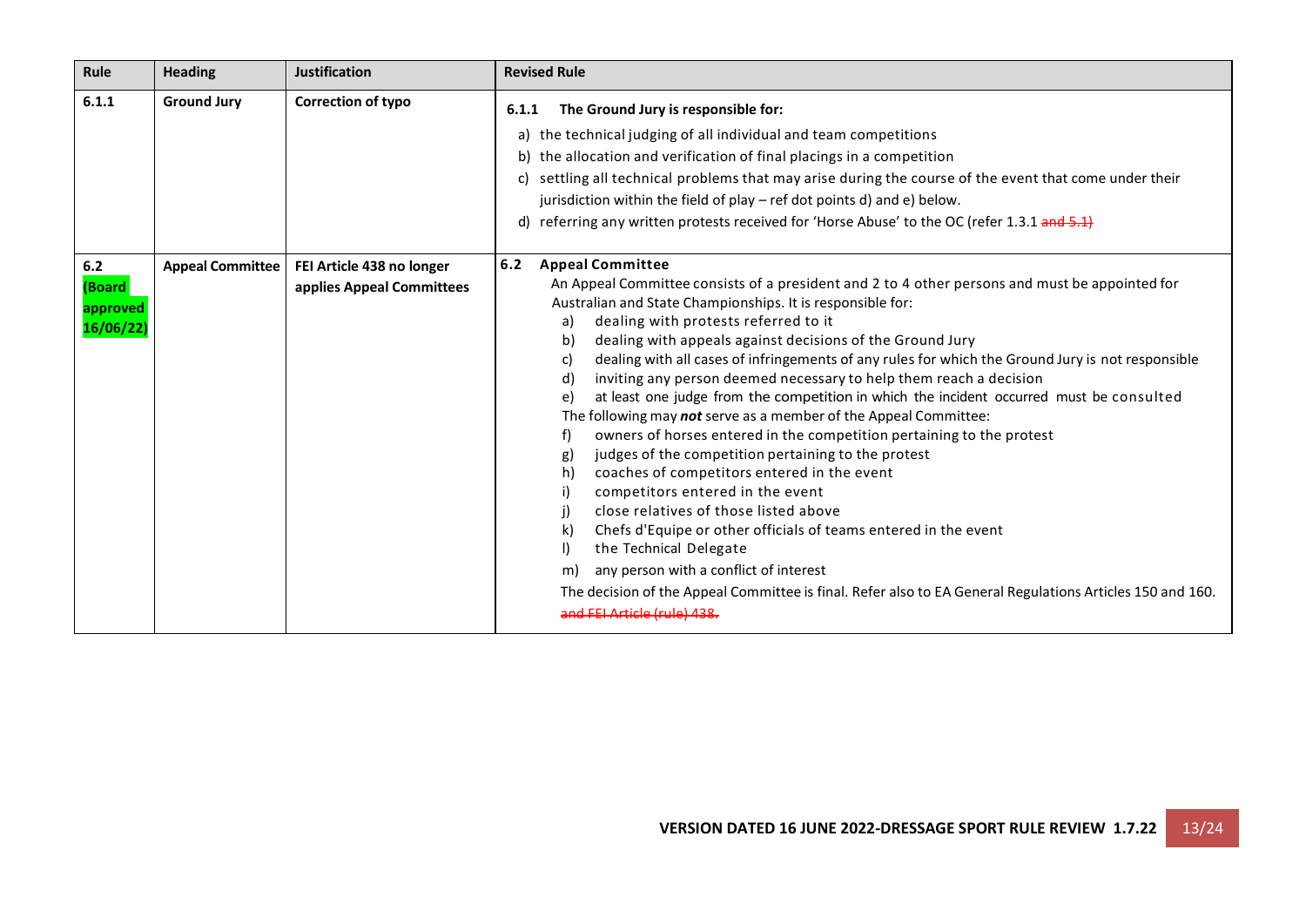| Rule | Heading | Justification | Revised Rule |
|---|---|---|---|
| 6.1.1 | Ground Jury | Correction of typo | **6.1.1 The Ground Jury is responsible for:**<br>a) the technical judging of all individual and team competitions<br>b) the allocation and verification of final placings in a competition<br>c) settling all technical problems that may arise during the course of the event that come under their jurisdiction within the field of play – ref dot points d) and e) below.<br>d) referring any written protests received for 'Horse Abuse' to the OC (refer 1.3.1 ~~and 5.1)~~ |
| 6.2 (Board approved 16/06/22) | Appeal Committee | FEI Article 438 no longer applies Appeal Committees | **6.2 Appeal Committee**<br>An Appeal Committee consists of a president and 2 to 4 other persons and must be appointed for Australian and State Championships. It is responsible for:<br>a) dealing with protests referred to it<br>b) dealing with appeals against decisions of the Ground Jury<br>c) dealing with all cases of infringements of any rules for which the Ground Jury is not responsible<br>d) inviting any person deemed necessary to help them reach a decision<br>e) at least one judge from the competition in which the incident occurred must be consulted<br>The following may ***not*** serve as a member of the Appeal Committee:<br>f) owners of horses entered in the competition pertaining to the protest<br>g) judges of the competition pertaining to the protest<br>h) coaches of competitors entered in the event<br>i) competitors entered in the event<br>j) close relatives of those listed above<br>k) Chefs d'Equipe or other officials of teams entered in the event<br>l) the Technical Delegate<br>m) any person with a conflict of interest<br>The decision of the Appeal Committee is final. Refer also to EA General Regulations Articles 150 and 160. ~~and FEI Article (rule) 438.~~ |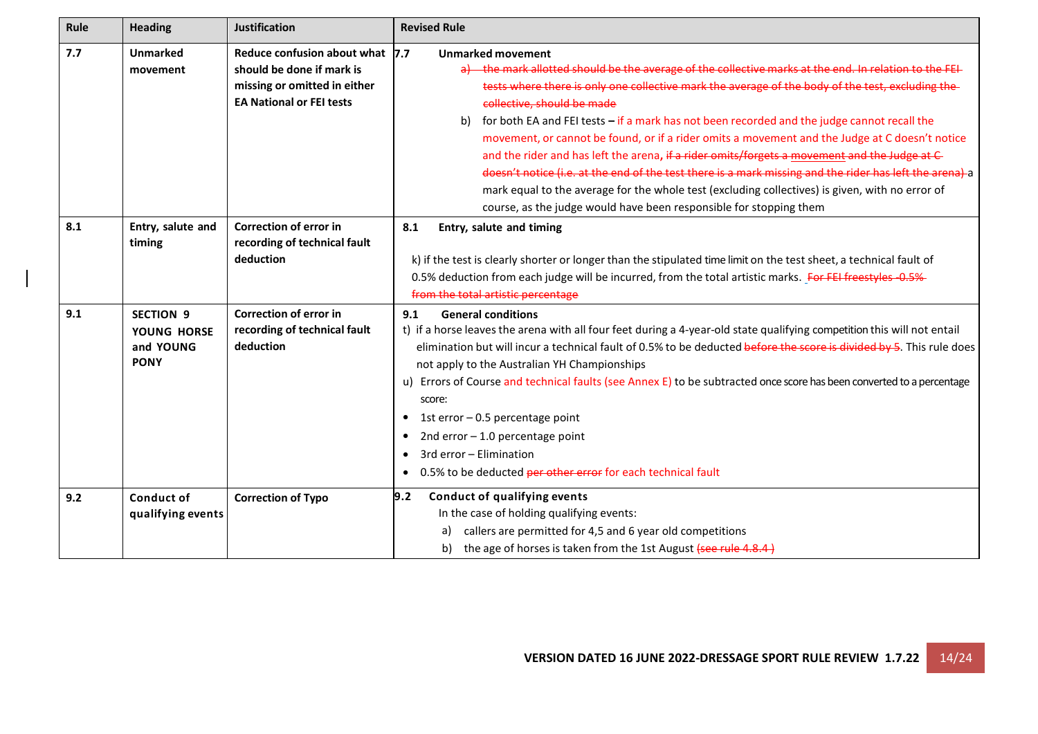| Rule | Heading | Justification | Revised Rule |
|---|---|---|---|
| 7.7 | Unmarked movement | Reduce confusion about what should be done if mark is missing or omitted in either EA National or FEI tests | **7.7 Unmarked movement**<br>~~a) the mark allotted should be the average of the collective marks at the end. In relation to the FEI tests where there is only one collective mark the average of the body of the test, excluding the collective, should be made~~<br>b) for both EA and FEI tests – if a mark has not been recorded and the judge cannot recall the movement, or cannot be found, or if a rider omits a movement and the Judge at C doesn't notice and the rider and has left the arena, ~~if a rider omits/forgets a movement and the Judge at C doesn't notice (i.e. at the end of the test there is a mark missing and the rider has left the arena)~~ a mark equal to the average for the whole test (excluding collectives) is given, with no error of course, as the judge would have been responsible for stopping them |
| 8.1 | Entry, salute and timing | Correction of error in recording of technical fault deduction | **8.1 Entry, salute and timing**<br>k) if the test is clearly shorter or longer than the stipulated time limit on the test sheet, a technical fault of 0.5% deduction from each judge will be incurred, from the total artistic marks. ~~For FEI freestyles -0.5% from the total artistic percentage~~ |
| 9.1 | SECTION 9 YOUNG HORSE and YOUNG PONY | Correction of error in recording of technical fault deduction | **9.1 General conditions**<br>t) if a horse leaves the arena with all four feet during a 4-year-old state qualifying competition this will not entail elimination but will incur a technical fault of 0.5% to be deducted ~~before the score is divided by 5~~. This rule does not apply to the Australian YH Championships<br>u) Errors of Course and technical faults (see Annex E) to be subtracted once score has been converted to a percentage score:<br>• 1st error – 0.5 percentage point<br>• 2nd error – 1.0 percentage point<br>• 3rd error – Elimination<br>• 0.5% to be deducted ~~per other error~~ for each technical fault |
| 9.2 | Conduct of qualifying events | Correction of Typo | **9.2 Conduct of qualifying events**<br>In the case of holding qualifying events:<br>a) callers are permitted for 4,5 and 6 year old competitions<br>b) the age of horses is taken from the 1st August ~~(see rule 4.8.4 )~~ |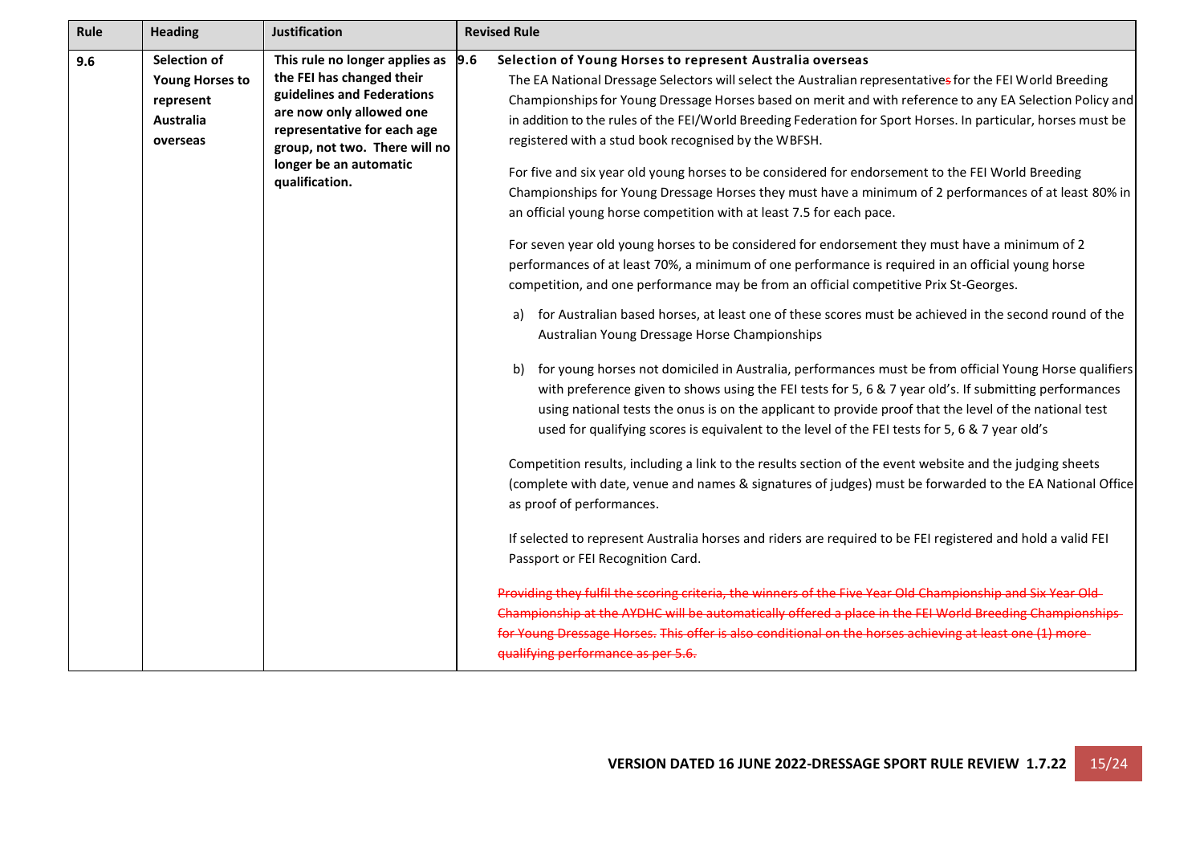| Rule | Heading | Justification | Revised Rule |
|---|---|---|---|
| 9.6 | **Selection of Young Horses to represent Australia overseas** | **This rule no longer applies as the FEI has changed their guidelines and Federations are now only allowed one representative for each age group, not two. There will no longer be an automatic qualification.** | **9.6 Selection of Young Horses to represent Australia overseas**<br>The EA National Dressage Selectors will select the Australian representatives ~~s~~ for the FEI World Breeding Championships for Young Dressage Horses based on merit and with reference to any EA Selection Policy and in addition to the rules of the FEI/World Breeding Federation for Sport Horses. In particular, horses must be registered with a stud book recognised by the WBFSH.<br><br>For five and six year old young horses to be considered for endorsement to the FEI World Breeding Championships for Young Dressage Horses they must have a minimum of 2 performances of at least 80% in an official young horse competition with at least 7.5 for each pace.<br><br>For seven year old young horses to be considered for endorsement they must have a minimum of 2 performances of at least 70%, a minimum of one performance is required in an official young horse competition, and one performance may be from an official competitive Prix St-Georges.<br><br>a) for Australian based horses, at least one of these scores must be achieved in the second round of the Australian Young Dressage Horse Championships<br><br>b) for young horses not domiciled in Australia, performances must be from official Young Horse qualifiers with preference given to shows using the FEI tests for 5, 6 & 7 year old's. If submitting performances using national tests the onus is on the applicant to provide proof that the level of the national test used for qualifying scores is equivalent to the level of the FEI tests for 5, 6 & 7 year old's<br><br>Competition results, including a link to the results section of the event website and the judging sheets (complete with date, venue and names & signatures of judges) must be forwarded to the EA National Office as proof of performances.<br><br>If selected to represent Australia horses and riders are required to be FEI registered and hold a valid FEI Passport or FEI Recognition Card.<br><br>~~Providing they fulfil the scoring criteria, the winners of the Five Year Old Championship and Six Year Old Championship at the AYDHC will be automatically offered a place in the FEI World Breeding Championships for Young Dressage Horses. This offer is also conditional on the horses achieving at least one (1) more qualifying performance as per 5.6.~~ |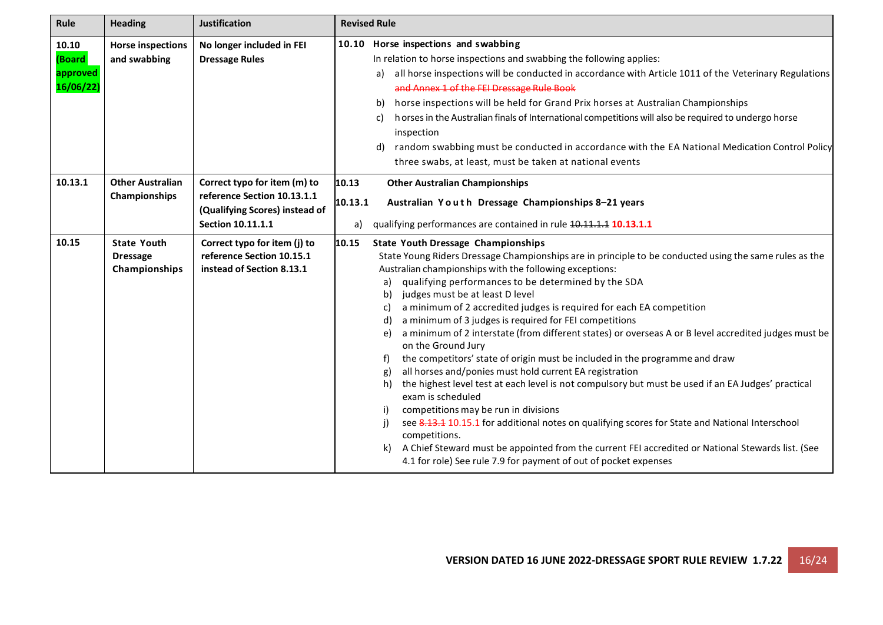| Rule | Heading | Justification | Revised Rule |
|---|---|---|---|
| 10.10 (Board approved 16/06/22) | Horse inspections and swabbing | No longer included in FEI Dressage Rules | **10.10 Horse inspections and swabbing**<br>In relation to horse inspections and swabbing the following applies:<br>a) all horse inspections will be conducted in accordance with Article 1011 of the Veterinary Regulations ~~and Annex 1 of the FEI Dressage Rule Book~~<br>b) horse inspections will be held for Grand Prix horses at Australian Championships<br>c) horses in the Australian finals of International competitions will also be required to undergo horse inspection<br>d) random swabbing must be conducted in accordance with the EA National Medication Control Policy three swabs, at least, must be taken at national events |
| 10.13.1 | Other Australian Championships | Correct typo for item (m) to reference Section 10.13.1.1 (Qualifying Scores) instead of Section 10.11.1.1 | **10.13 Other Australian Championships**<br>**10.13.1 Australian Youth Dressage Championships 8–21 years**<br>a) qualifying performances are contained in rule ~~10.11.1.1~~ **10.13.1.1** |
| 10.15 | State Youth Dressage Championships | Correct typo for item (j) to reference Section 10.15.1 instead of Section 8.13.1 | **10.15 State Youth Dressage Championships**<br>State Young Riders Dressage Championships are in principle to be conducted using the same rules as the Australian championships with the following exceptions:<br>a) qualifying performances to be determined by the SDA<br>b) judges must be at least D level<br>c) a minimum of 2 accredited judges is required for each EA competition<br>d) a minimum of 3 judges is required for FEI competitions<br>e) a minimum of 2 interstate (from different states) or overseas A or B level accredited judges must be on the Ground Jury<br>f) the competitors' state of origin must be included in the programme and draw<br>g) all horses and/ponies must hold current EA registration<br>h) the highest level test at each level is not compulsory but must be used if an EA Judges' practical exam is scheduled<br>i) competitions may be run in divisions<br>j) see ~~8.13.1~~ 10.15.1 for additional notes on qualifying scores for State and National Interschool competitions.<br>k) A Chief Steward must be appointed from the current FEI accredited or National Stewards list. (See 4.1 for role) See rule 7.9 for payment of out of pocket expenses |

VERSION DATED 16 JUNE 2022-DRESSAGE SPORT RULE REVIEW 1.7.22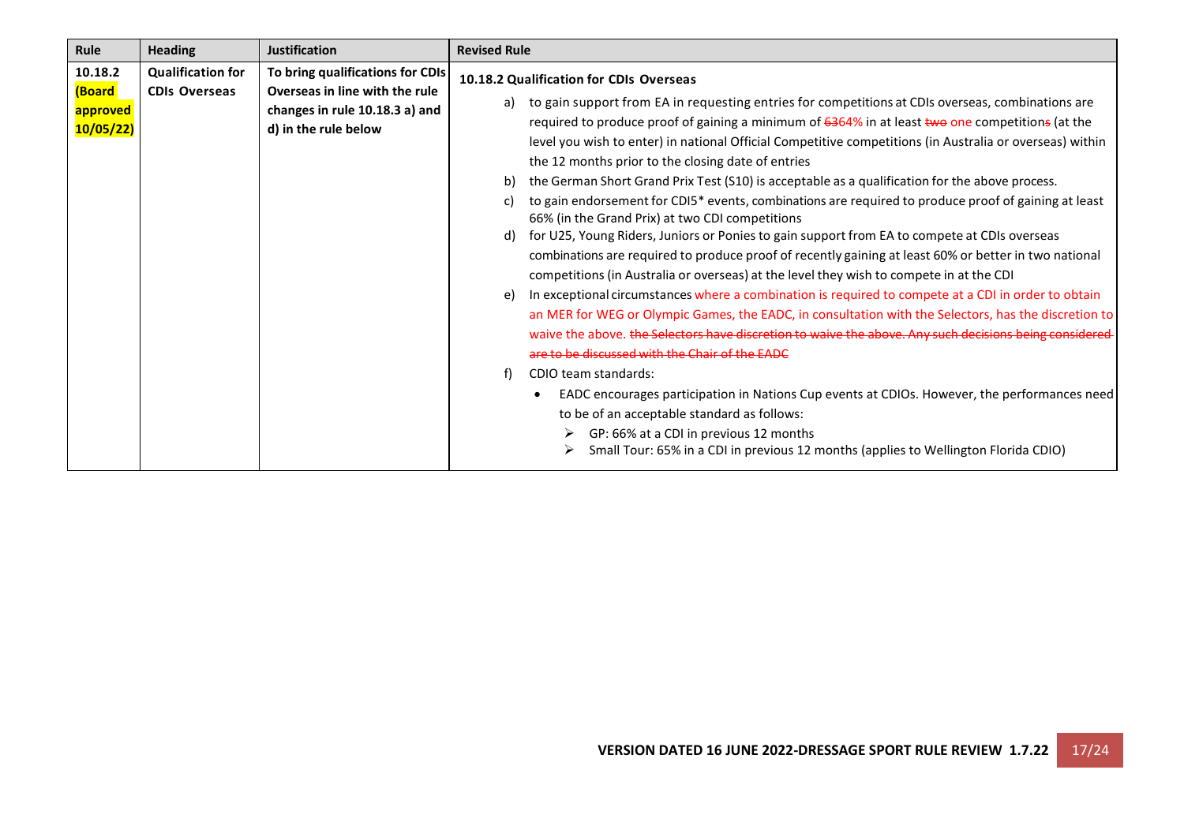| Rule | Heading | Justification | Revised Rule |
|---|---|---|---|
| 10.18.2 (Board approved 10/05/22) | Qualification for CDIs Overseas | To bring qualifications for CDIs Overseas in line with the rule changes in rule 10.18.3 a) and d) in the rule below | **10.18.2 Qualification for CDIs Overseas**<br><br>a) to gain support from EA in requesting entries for competitions at CDIs overseas, combinations are required to produce proof of gaining a minimum of ~~63~~64% in at least ~~two~~ one competition~~s~~ (at the level you wish to enter) in national Official Competitive competitions (in Australia or overseas) within the 12 months prior to the closing date of entries<br>b) the German Short Grand Prix Test (S10) is acceptable as a qualification for the above process.<br>c) to gain endorsement for CDI5* events, combinations are required to produce proof of gaining at least 66% (in the Grand Prix) at two CDI competitions<br>d) for U25, Young Riders, Juniors or Ponies to gain support from EA to compete at CDIs overseas combinations are required to produce proof of recently gaining at least 60% or better in two national competitions (in Australia or overseas) at the level they wish to compete in at the CDI<br>e) In exceptional circumstances where a combination is required to compete at a CDI in order to obtain an MER for WEG or Olympic Games, the EADC, in consultation with the Selectors, has the discretion to waive the above. ~~the Selectors have discretion to waive the above. Any such decisions being considered are to be discussed with the Chair of the EADC~~<br>f) CDIO team standards:<br>• EADC encourages participation in Nations Cup events at CDIOs. However, the performances need to be of an acceptable standard as follows:<br>➢ GP: 66% at a CDI in previous 12 months<br>➢ Small Tour: 65% in a CDI in previous 12 months (applies to Wellington Florida CDIO) |

VERSION DATED 16 JUNE 2022-DRESSAGE SPORT RULE REVIEW 1.7.22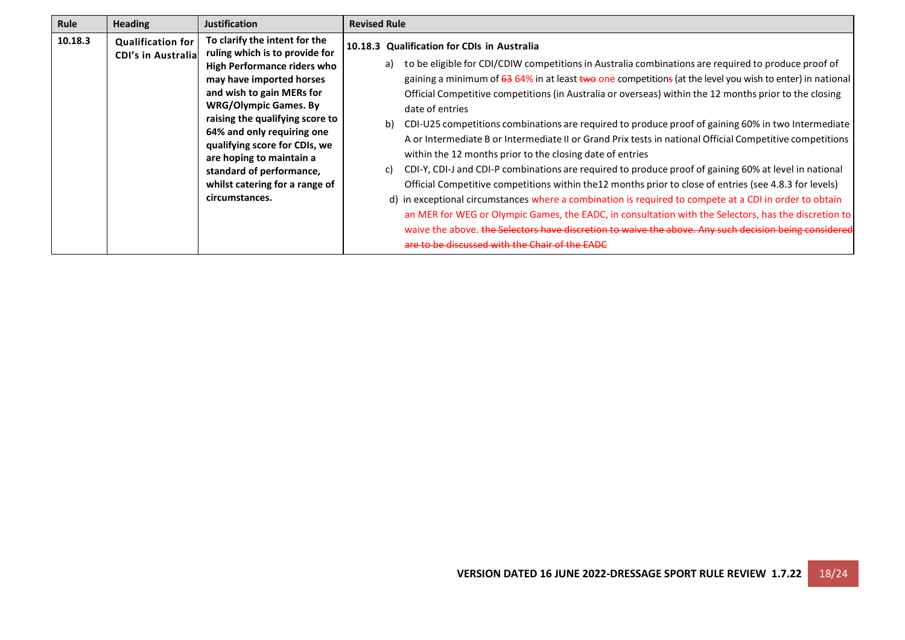| Rule | Heading | Justification | Revised Rule |
|---|---|---|---|
| 10.18.3 | **Qualification for CDI's in Australia** | **To clarify the intent for the ruling which is to provide for High Performance riders who may have imported horses and wish to gain MERs for WRG/Olympic Games. By raising the qualifying score to 64% and only requiring one qualifying score for CDIs, we are hoping to maintain a standard of performance, whilst catering for a range of circumstances.** | **10.18.3 Qualification for CDIs in Australia**<br>a) to be eligible for CDI/CDIW competitions in Australia combinations are required to produce proof of gaining a minimum of ~~63~~ 64% in at least ~~two~~ one competition~~s~~ (at the level you wish to enter) in national Official Competitive competitions (in Australia or overseas) within the 12 months prior to the closing date of entries<br>b) CDI-U25 competitions combinations are required to produce proof of gaining 60% in two Intermediate A or Intermediate B or Intermediate II or Grand Prix tests in national Official Competitive competitions within the 12 months prior to the closing date of entries<br>c) CDI-Y, CDI-J and CDI-P combinations are required to produce proof of gaining 60% at level in national Official Competitive competitions within the12 months prior to close of entries (see 4.8.3 for levels)<br>d) in exceptional circumstances where a combination is required to compete at a CDI in order to obtain an MER for WEG or Olympic Games, the EADC, in consultation with the Selectors, has the discretion to waive the above. ~~the Selectors have discretion to waive the above. Any such decision being considered are to be discussed with the Chair of the EADC~~ |

**VERSION DATED 16 JUNE 2022-DRESSAGE SPORT RULE REVIEW 1.7.22**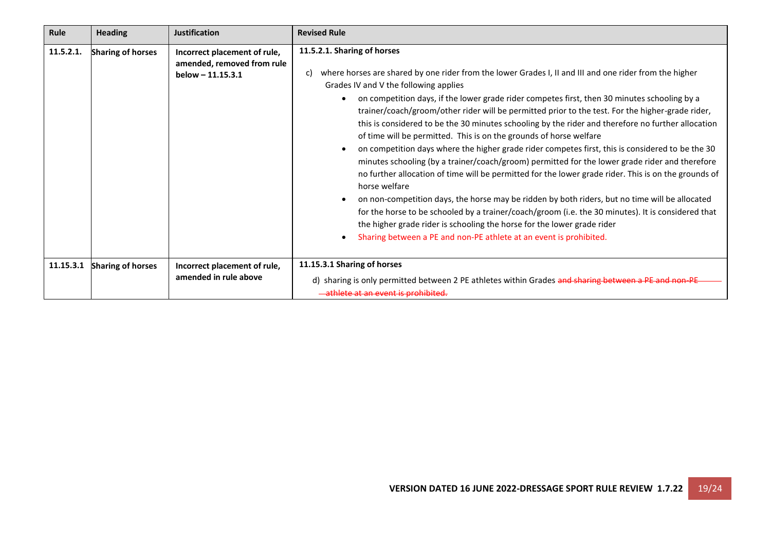| Rule | Heading | Justification | Revised Rule |
|---|---|---|---|
| **11.5.2.1.** | **Sharing of horses** | **Incorrect placement of rule, amended, removed from rule below – 11.15.3.1** | **11.5.2.1. Sharing of horses**<br><br>c) where horses are shared by one rider from the lower Grades I, II and III and one rider from the higher Grades IV and V the following applies<br>• on competition days, if the lower grade rider competes first, then 30 minutes schooling by a trainer/coach/groom/other rider will be permitted prior to the test. For the higher-grade rider, this is considered to be the 30 minutes schooling by the rider and therefore no further allocation of time will be permitted. This is on the grounds of horse welfare<br>• on competition days where the higher grade rider competes first, this is considered to be the 30 minutes schooling (by a trainer/coach/groom) permitted for the lower grade rider and therefore no further allocation of time will be permitted for the lower grade rider. This is on the grounds of horse welfare<br>• on non-competition days, the horse may be ridden by both riders, but no time will be allocated for the horse to be schooled by a trainer/coach/groom (i.e. the 30 minutes). It is considered that the higher grade rider is schooling the horse for the lower grade rider<br>• Sharing between a PE and non-PE athlete at an event is prohibited. |
| **11.15.3.1** | **Sharing of horses** | **Incorrect placement of rule, amended in rule above** | **11.15.3.1 Sharing of horses**<br><br>d) sharing is only permitted between 2 PE athletes within Grades ~~and sharing between a PE and non-PE athlete at an event is prohibited.~~ |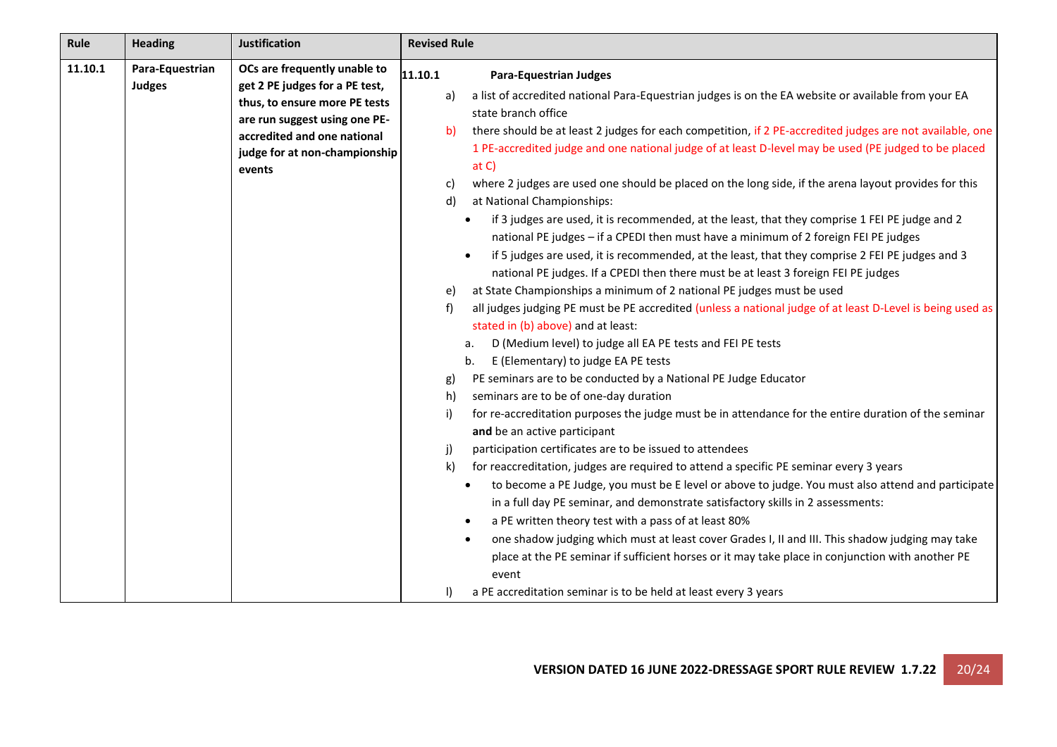| Rule | Heading | Justification | Revised Rule |
|---|---|---|---|
| 11.10.1 | Para-Equestrian Judges | OCs are frequently unable to get 2 PE judges for a PE test, thus, to ensure more PE tests are run suggest using one PE-accredited and one national judge for at non-championship events | **11.10.1 Para-Equestrian Judges**<br>a) a list of accredited national Para-Equestrian judges is on the EA website or available from your EA state branch office<br>b) there should be at least 2 judges for each competition, if 2 PE-accredited judges are not available, one 1 PE-accredited judge and one national judge of at least D-level may be used (PE judged to be placed at C)<br>c) where 2 judges are used one should be placed on the long side, if the arena layout provides for this<br>d) at National Championships:<br>• if 3 judges are used, it is recommended, at the least, that they comprise 1 FEI PE judge and 2 national PE judges – if a CPEDI then must have a minimum of 2 foreign FEI PE judges<br>• if 5 judges are used, it is recommended, at the least, that they comprise 2 FEI PE judges and 3 national PE judges. If a CPEDI then there must be at least 3 foreign FEI PE judges<br>e) at State Championships a minimum of 2 national PE judges must be used<br>f) all judges judging PE must be PE accredited (unless a national judge of at least D-Level is being used as stated in (b) above) and at least:<br>a. D (Medium level) to judge all EA PE tests and FEI PE tests<br>b. E (Elementary) to judge EA PE tests<br>g) PE seminars are to be conducted by a National PE Judge Educator<br>h) seminars are to be of one-day duration<br>i) for re-accreditation purposes the judge must be in attendance for the entire duration of the seminar **and** be an active participant<br>j) participation certificates are to be issued to attendees<br>k) for reaccreditation, judges are required to attend a specific PE seminar every 3 years<br>• to become a PE Judge, you must be E level or above to judge. You must also attend and participate in a full day PE seminar, and demonstrate satisfactory skills in 2 assessments:<br>• a PE written theory test with a pass of at least 80%<br>• one shadow judging which must at least cover Grades I, II and III. This shadow judging may take place at the PE seminar if sufficient horses or it may take place in conjunction with another PE event<br>l) a PE accreditation seminar is to be held at least every 3 years |

VERSION DATED 16 JUNE 2022-DRESSAGE SPORT RULE REVIEW 1.7.22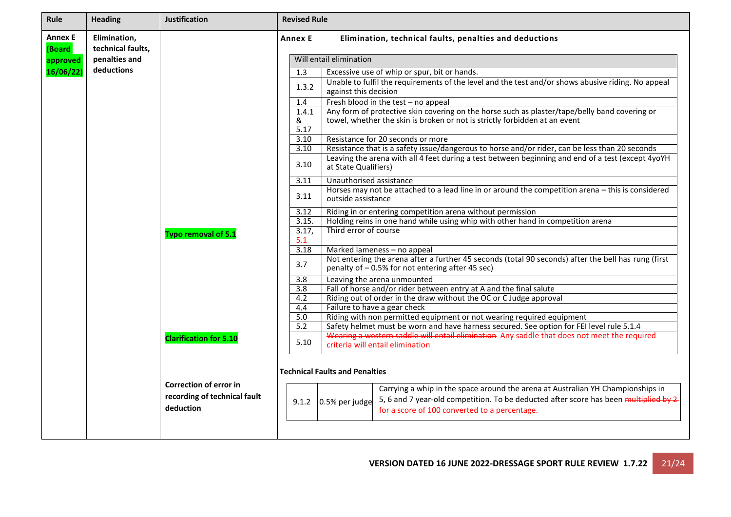| Rule | Heading | Justification | Revised Rule |
|---|---|---|---|
| Annex E (Board approved 16/06/22) | Elimination, technical faults, penalties and deductions | | **Annex E Elimination, technical faults, penalties and deductions** |
| | | | **Will entail elimination** |
| | | | 1.3 — Excessive use of whip or spur, bit or hands. |
| | | | 1.3.2 — Unable to fulfil the requirements of the level and the test and/or shows abusive riding. No appeal against this decision |
| | | | 1.4 — Fresh blood in the test – no appeal |
| | | | 1.4.1 & 5.17 — Any form of protective skin covering on the horse such as plaster/tape/belly band covering or towel, whether the skin is broken or not is strictly forbidden at an event |
| | | | 3.10 — Resistance for 20 seconds or more |
| | | | 3.10 — Resistance that is a safety issue/dangerous to horse and/or rider, can be less than 20 seconds |
| | | | 3.10 — Leaving the arena with all 4 feet during a test between beginning and end of a test (except 4yoYH at State Qualifiers) |
| | | | 3.11 — Unauthorised assistance |
| | | | 3.11 — Horses may not be attached to a lead line in or around the competition arena – this is considered outside assistance |
| | | | 3.12 — Riding in or entering competition arena without permission |
| | | | 3.15. — Holding reins in one hand while using whip with other hand in competition arena |
| | | **Typo removal of 5.1** | 3.17, ~~5.1~~ — Third error of course |
| | | | 3.18 — Marked lameness – no appeal |
| | | | 3.7 — Not entering the arena after a further 45 seconds (total 90 seconds) after the bell has rung (first penalty of – 0.5% for not entering after 45 sec) |
| | | | 3.8 — Leaving the arena unmounted |
| | | | 3.8 — Fall of horse and/or rider between entry at A and the final salute |
| | | | 4.2 — Riding out of order in the draw without the OC or C Judge approval |
| | | | 4.4 — Failure to have a gear check |
| | | | 5.0 — Riding with non permitted equipment or not wearing required equipment |
| | | | 5.2 — Safety helmet must be worn and have harness secured. See option for FEI level rule 5.1.4 |
| | | **Clarification for 5.10** | 5.10 — ~~Wearing a western saddle will entail elimination~~ Any saddle that does not meet the required criteria will entail elimination |
| | | | **Technical Faults and Penalties** |
| | | **Correction of error in recording of technical fault deduction** | 9.1.2 — 0.5% per judge — Carrying a whip in the space around the arena at Australian YH Championships in 5, 6 and 7 year-old competition. To be deducted after score has been ~~multiplied by 2 for a score of 100~~ converted to a percentage. |

VERSION DATED 16 JUNE 2022-DRESSAGE SPORT RULE REVIEW 1.7.22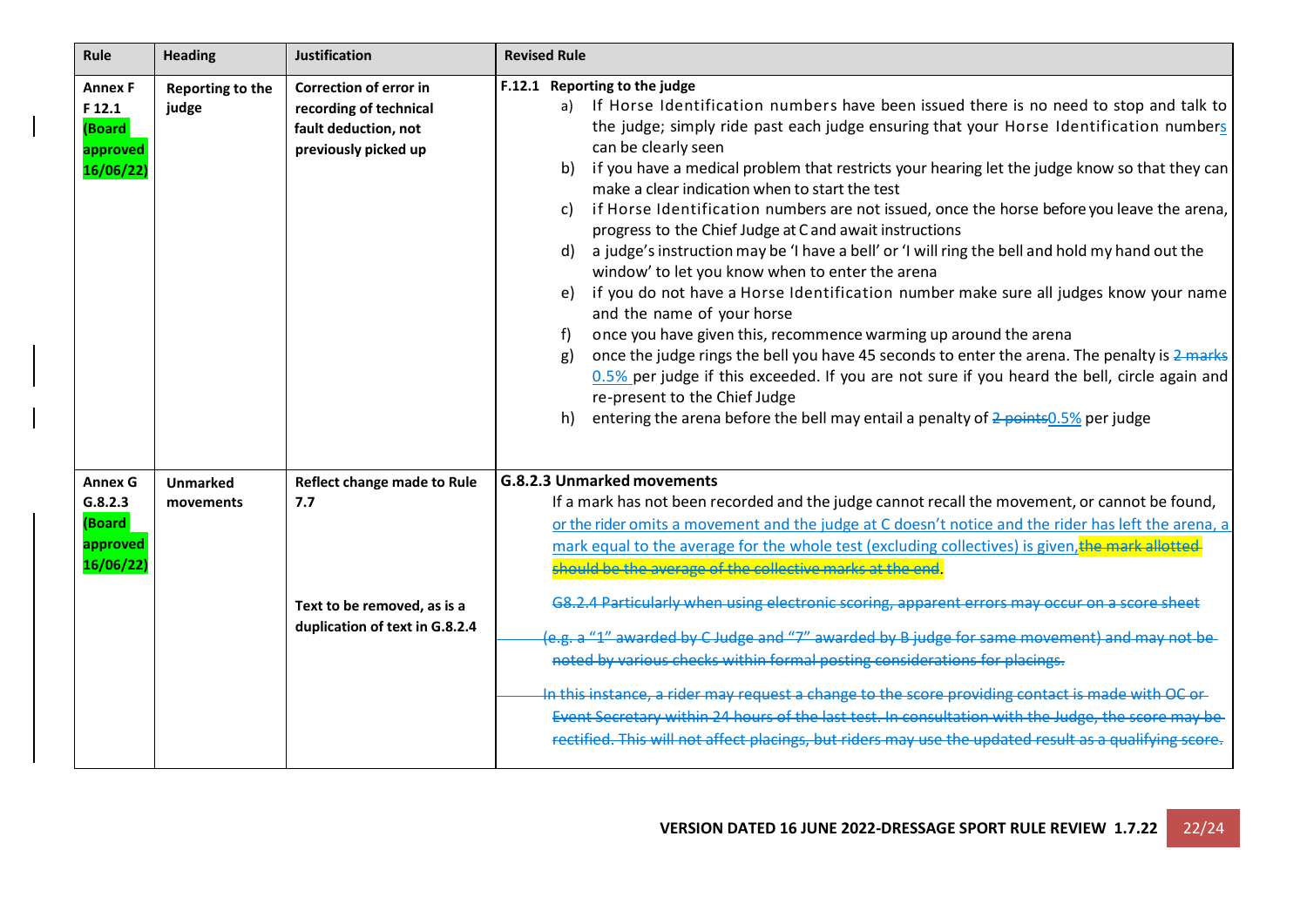| Rule | Heading | Justification | Revised Rule |
|---|---|---|---|
| Annex F F 12.1 (Board approved 16/06/22) | Reporting to the judge | Correction of error in recording of technical fault deduction, not previously picked up | **F.12.1 Reporting to the judge**<br>a) If Horse Identification numbers have been issued there is no need to stop and talk to the judge; simply ride past each judge ensuring that your Horse Identification numbers can be clearly seen<br>b) if you have a medical problem that restricts your hearing let the judge know so that they can make a clear indication when to start the test<br>c) if Horse Identification numbers are not issued, once the horse before you leave the arena, progress to the Chief Judge at C and await instructions<br>d) a judge's instruction may be 'I have a bell' or 'I will ring the bell and hold my hand out the window' to let you know when to enter the arena<br>e) if you do not have a Horse Identification number make sure all judges know your name and the name of your horse<br>f) once you have given this, recommence warming up around the arena<br>g) once the judge rings the bell you have 45 seconds to enter the arena. The penalty is ~~2 marks~~ 0.5% per judge if this exceeded. If you are not sure if you heard the bell, circle again and re-present to the Chief Judge<br>h) entering the arena before the bell may entail a penalty of ~~2 points~~0.5% per judge |
| Annex G G.8.2.3 (Board approved 16/06/22) | Unmarked movements | Reflect change made to Rule 7.7<br><br>Text to be removed, as is a duplication of text in G.8.2.4 | **G.8.2.3 Unmarked movements**<br>If a mark has not been recorded and the judge cannot recall the movement, or cannot be found, or the rider omits a movement and the judge at C doesn't notice and the rider has left the arena, a mark equal to the average for the whole test (excluding collectives) is given,~~the mark allotted should be the average of the collective marks at the end.~~<br><br>~~G8.2.4 Particularly when using electronic scoring, apparent errors may occur on a score sheet (e.g. a "1" awarded by C Judge and "7" awarded by B judge for same movement) and may not be noted by various checks within formal posting considerations for placings.~~<br><br>~~In this instance, a rider may request a change to the score providing contact is made with OC or Event Secretary within 24 hours of the last test. In consultation with the Judge, the score may be rectified. This will not affect placings, but riders may use the updated result as a qualifying score.~~ |

VERSION DATED 16 JUNE 2022-DRESSAGE SPORT RULE REVIEW 1.7.22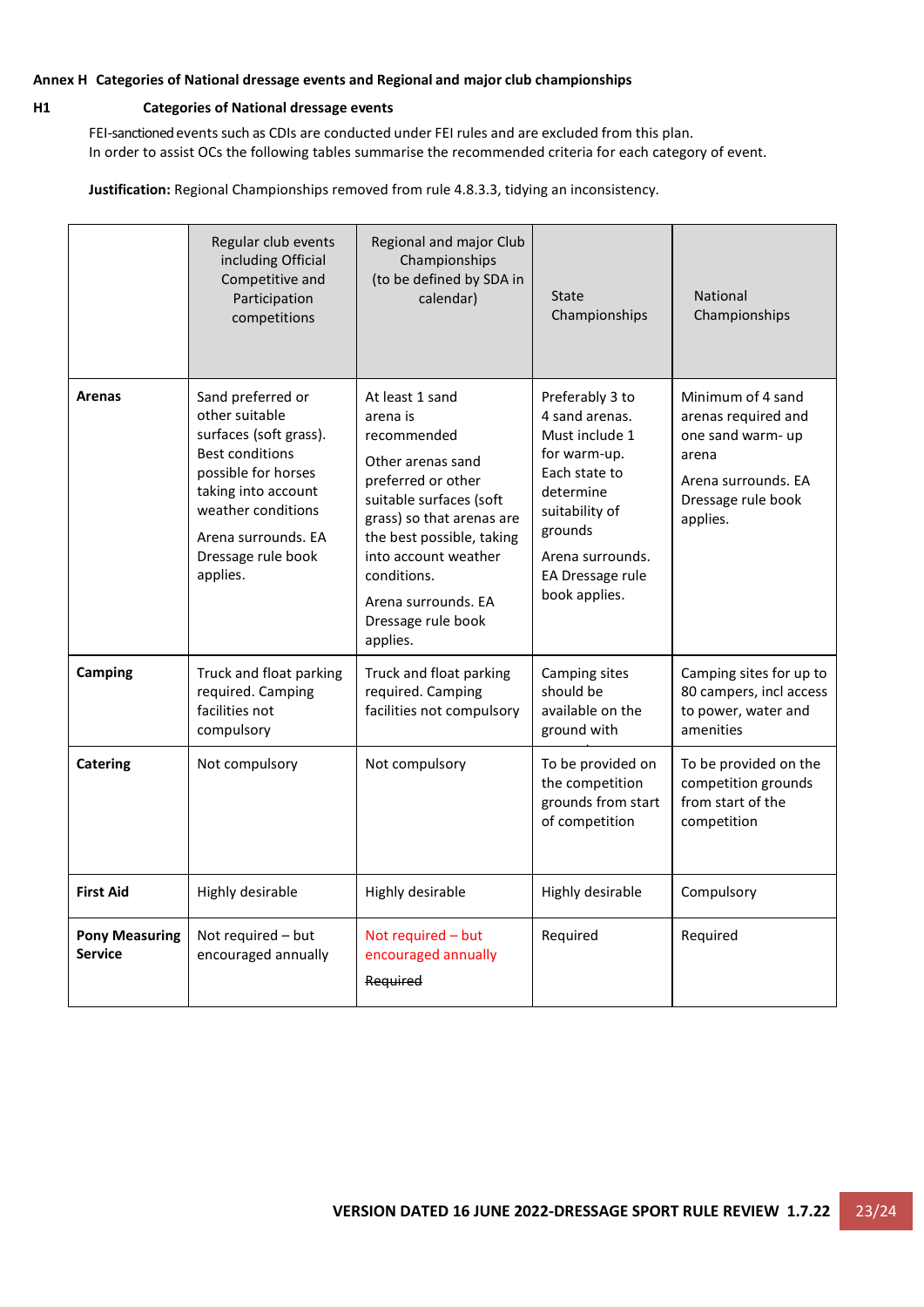**Annex H  Categories of National dressage events and Regional and major club championships**

**H1  Categories of National dressage events**

FEI-sanctioned events such as CDIs are conducted under FEI rules and are excluded from this plan.
In order to assist OCs the following tables summarise the recommended criteria for each category of event.

**Justification:** Regional Championships removed from rule 4.8.3.3, tidying an inconsistency.

| | Regular club events including Official Competitive and Participation competitions | Regional and major Club Championships (to be defined by SDA in calendar) | State Championships | National Championships |
|---|---|---|---|---|
| **Arenas** | Sand preferred or other suitable surfaces (soft grass). Best conditions possible for horses taking into account weather conditions<br><br>Arena surrounds. EA Dressage rule book applies. | At least 1 sand arena is recommended<br><br>Other arenas sand preferred or other suitable surfaces (soft grass) so that arenas are the best possible, taking into account weather conditions.<br><br>Arena surrounds. EA Dressage rule book applies. | Preferably 3 to 4 sand arenas. Must include 1 for warm-up. Each state to determine suitability of grounds<br><br>Arena surrounds. EA Dressage rule book applies. | Minimum of 4 sand arenas required and one sand warm- up arena<br><br>Arena surrounds. EA Dressage rule book applies. |
| **Camping** | Truck and float parking required. Camping facilities not compulsory | Truck and float parking required. Camping facilities not compulsory | Camping sites should be available on the ground with | Camping sites for up to 80 campers, incl access to power, water and amenities |
| **Catering** | Not compulsory | Not compulsory | To be provided on the competition grounds from start of competition | To be provided on the competition grounds from start of the competition |
| **First Aid** | Highly desirable | Highly desirable | Highly desirable | Compulsory |
| **Pony Measuring Service** | Not required – but encouraged annually | Not required – but encouraged annually<br><br>~~Required~~ | Required | Required |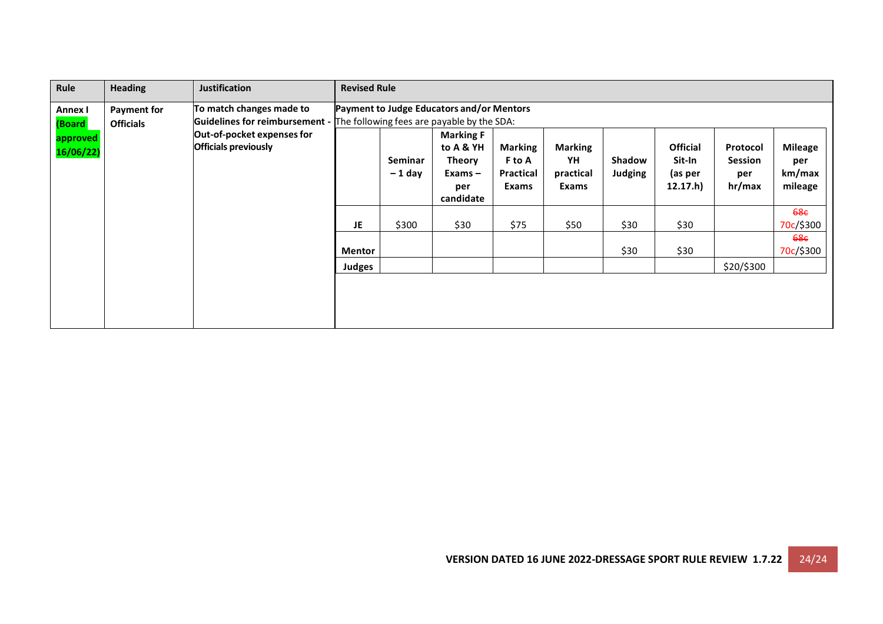| Rule | Heading | Justification | Revised Rule |
|---|---|---|---|
| Annex I (Board approved 16/06/22) | Payment for Officials | To match changes made to Guidelines for reimbursement - Out-of-pocket expenses for Officials previously | **Payment to Judge Educators and/or Mentors**<br>The following fees are payable by the SDA: |

| | Seminar – 1 day | Marking F to A & YH Theory Exams – per candidate | Marking F to A Practical Exams | Marking YH practical Exams | Shadow Judging | Official Sit-In (as per 12.17.h) | Protocol Session per hr/max | Mileage per km/max mileage |
|---|---|---|---|---|---|---|---|---|
| JE | $300 | $30 | $75 | $50 | $30 | $30 | | ~~68c~~ 70c/$300 |
| Mentor | | | | | $30 | $30 | | ~~68c~~ 70c/$300 |
| Judges | | | | | | | $20/$300 | |